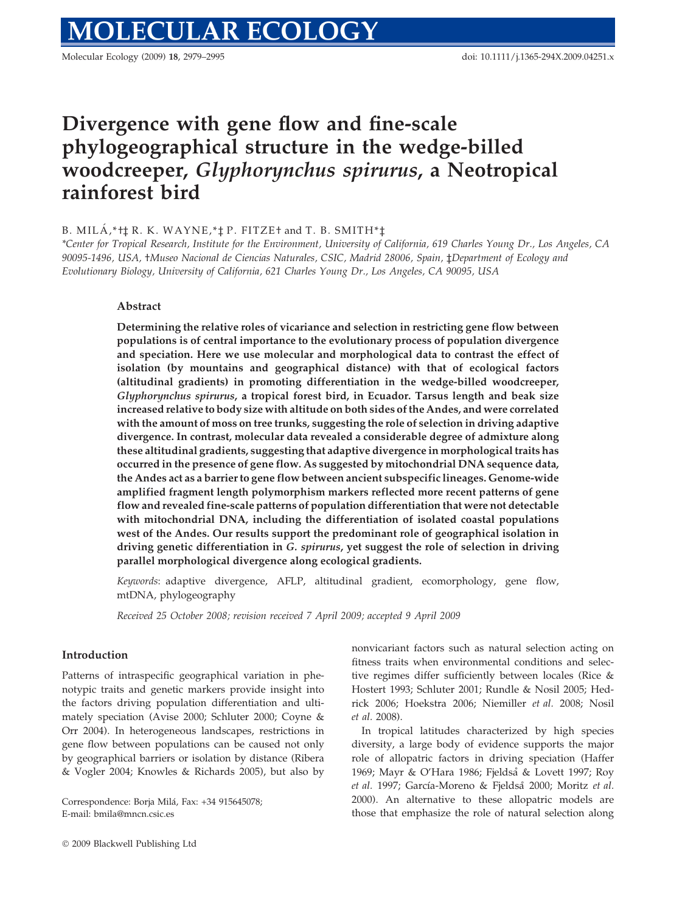# Divergence with gene flow and fine-scale phylogeographical structure in the wedge-billed woodcreeper, *Glyphorynchus spirurus*, a Neotropical rainforest bird

B. MILÁ,*†‡ R. K. WAYNE,*‡ P. FITZE† and T. B. SMITH*‡

*\*Center for Tropical Research, Institute for the Environment, University of California, 619 Charles Young Dr., Los Angeles, CA 90095-1496, USA, †Museo Nacional de Ciencias Naturales, CSIC, Madrid 28006, Spain, ‡Department of Ecology and Evolutionary Biology, University of California, 621 Charles Young Dr., Los Angeles, CA 90095, USA*

## Abstract

**Determining the relative roles of vicariance and selection in restricting gene flow between populations is of central importance to the evolutionary process of population divergence and speciation. Here we use molecular and morphological data to contrast the effect of isolation (by mountains and geographical distance) with that of ecological factors (altitudinal gradients) in promoting differentiation in the wedge-billed woodcreeper, *Glyphorynchus spirurus*, a tropical forest bird, in Ecuador. Tarsus length and beak size increased relative to body size with altitude on both sides of the Andes, and were correlated with the amount of moss on tree trunks, suggesting the role of selection in driving adaptive divergence. In contrast, molecular data revealed a considerable degree of admixture along these altitudinal gradients, suggesting that adaptive divergence in morphological traits has occurred in the presence of gene flow. As suggested by mitochondrial DNA sequence data, the Andes act as a barrier to gene flow between ancient subspecific lineages. Genome-wide amplified fragment length polymorphism markers reflected more recent patterns of gene flow and revealed fine-scale patterns of population differentiation that were not detectable with mitochondrial DNA, including the differentiation of isolated coastal populations west of the Andes. Our results support the predominant role of geographical isolation in driving genetic differentiation in *G. spirurus*, yet suggest the role of selection in driving parallel morphological divergence along ecological gradients.**

*Keywords*: adaptive divergence, AFLP, altitudinal gradient, ecomorphology, gene flow, mtDNA, phylogeography

*Received 25 October 2008; revision received 7 April 2009; accepted 9 April 2009*

## Introduction

Patterns of intraspecific geographical variation in phenotypic traits and genetic markers provide insight into the factors driving population differentiation and ultimately speciation (Avise 2000; Schluter 2000; Coyne & Orr 2004). In heterogeneous landscapes, restrictions in gene flow between populations can be caused not only by geographical barriers or isolation by distance (Ribera & Vogler 2004; Knowles & Richards 2005), but also by nonvicariant factors such as natural selection acting on fitness traits when environmental conditions and selective regimes differ sufficiently between locales (Rice & Hostert 1993; Schluter 2001; Rundle & Nosil 2005; Hedrick 2006; Hoekstra 2006; Niemiller *et al.* 2008; Nosil *et al.* 2008).

In tropical latitudes characterized by high species diversity, a large body of evidence supports the major role of allopatric factors in driving speciation (Haffer 1969; Mayr & O'Hara 1986; Fjeldså & Lovett 1997; Roy *et al.* 1997; García-Moreno & Fjeldså 2000; Moritz *et al.* 2000). An alternative to these allopatric models are those that emphasize the role of natural selection along

Correspondence: Borja Milá, Fax: +34 915645078; E-mail: bmila@mncn.csic.es

© 2009 Blackwell Publishing Ltd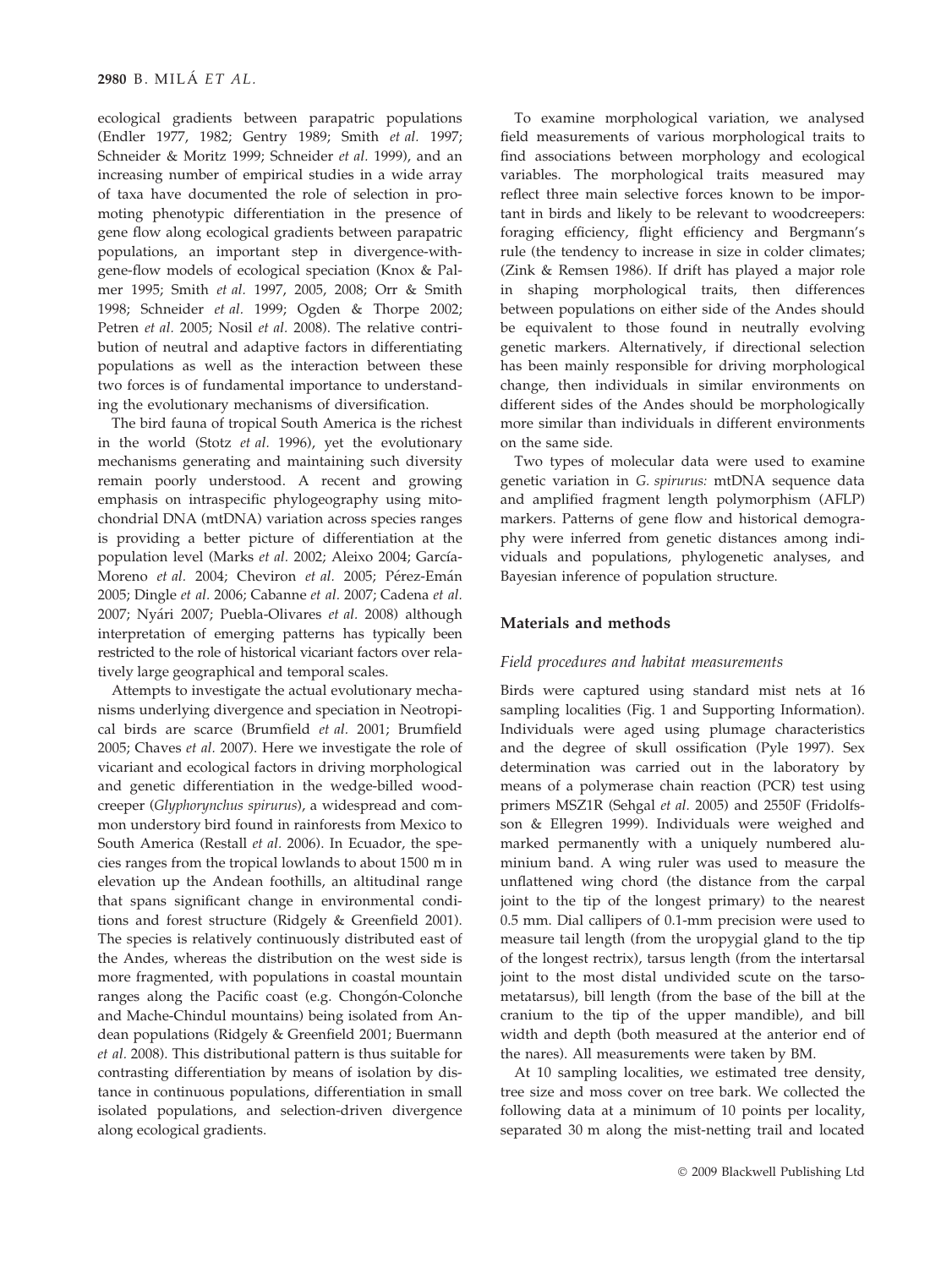ecological gradients between parapatric populations (Endler 1977, 1982; Gentry 1989; Smith *et al.* 1997; Schneider & Moritz 1999; Schneider *et al.* 1999), and an increasing number of empirical studies in a wide array of taxa have documented the role of selection in promoting phenotypic differentiation in the presence of gene flow along ecological gradients between parapatric populations, an important step in divergence-with-gene-flow models of ecological speciation (Knox & Palmer 1995; Smith *et al.* 1997, 2005, 2008; Orr & Smith 1998; Schneider *et al.* 1999; Ogden & Thorpe 2002; Petren *et al.* 2005; Nosil *et al.* 2008). The relative contribution of neutral and adaptive factors in differentiating populations as well as the interaction between these two forces is of fundamental importance to understanding the evolutionary mechanisms of diversification.

The bird fauna of tropical South America is the richest in the world (Stotz *et al.* 1996), yet the evolutionary mechanisms generating and maintaining such diversity remain poorly understood. A recent and growing emphasis on intraspecific phylogeography using mitochondrial DNA (mtDNA) variation across species ranges is providing a better picture of differentiation at the population level (Marks *et al.* 2002; Aleixo 2004; García-Moreno *et al.* 2004; Cheviron *et al.* 2005; Pérez-Emán 2005; Dingle *et al.* 2006; Cabanne *et al.* 2007; Cadena *et al.* 2007; Nyári 2007; Puebla-Olivares *et al.* 2008) although interpretation of emerging patterns has typically been restricted to the role of historical vicariant factors over relatively large geographical and temporal scales.

Attempts to investigate the actual evolutionary mechanisms underlying divergence and speciation in Neotropical birds are scarce (Brumfield *et al.* 2001; Brumfield 2005; Chaves *et al.* 2007). Here we investigate the role of vicariant and ecological factors in driving morphological and genetic differentiation in the wedge-billed woodcreeper (*Glyphorynchus spirurus*), a widespread and common understory bird found in rainforests from Mexico to South America (Restall *et al.* 2006). In Ecuador, the species ranges from the tropical lowlands to about 1500 m in elevation up the Andean foothills, an altitudinal range that spans significant change in environmental conditions and forest structure (Ridgely & Greenfield 2001). The species is relatively continuously distributed east of the Andes, whereas the distribution on the west side is more fragmented, with populations in coastal mountain ranges along the Pacific coast (e.g. Chongón-Colonche and Mache-Chindul mountains) being isolated from Andean populations (Ridgely & Greenfield 2001; Buermann *et al.* 2008). This distributional pattern is thus suitable for contrasting differentiation by means of isolation by distance in continuous populations, differentiation in small isolated populations, and selection-driven divergence along ecological gradients.

To examine morphological variation, we analysed field measurements of various morphological traits to find associations between morphology and ecological variables. The morphological traits measured may reflect three main selective forces known to be important in birds and likely to be relevant to woodcreepers: foraging efficiency, flight efficiency and Bergmann's rule (the tendency to increase in size in colder climates; (Zink & Remsen 1986). If drift has played a major role in shaping morphological traits, then differences between populations on either side of the Andes should be equivalent to those found in neutrally evolving genetic markers. Alternatively, if directional selection has been mainly responsible for driving morphological change, then individuals in similar environments on different sides of the Andes should be morphologically more similar than individuals in different environments on the same side.

Two types of molecular data were used to examine genetic variation in *G. spirurus:* mtDNA sequence data and amplified fragment length polymorphism (AFLP) markers. Patterns of gene flow and historical demography were inferred from genetic distances among individuals and populations, phylogenetic analyses, and Bayesian inference of population structure.

## Materials and methods

### *Field procedures and habitat measurements*

Birds were captured using standard mist nets at 16 sampling localities (Fig. 1 and Supporting Information). Individuals were aged using plumage characteristics and the degree of skull ossification (Pyle 1997). Sex determination was carried out in the laboratory by means of a polymerase chain reaction (PCR) test using primers MSZ1R (Sehgal *et al.* 2005) and 2550F (Fridolfsson & Ellegren 1999). Individuals were weighed and marked permanently with a uniquely numbered aluminium band. A wing ruler was used to measure the unflattened wing chord (the distance from the carpal joint to the tip of the longest primary) to the nearest 0.5 mm. Dial callipers of 0.1-mm precision were used to measure tail length (from the uropygial gland to the tip of the longest rectrix), tarsus length (from the intertarsal joint to the most distal undivided scute on the tarsometatarsus), bill length (from the base of the bill at the cranium to the tip of the upper mandible), and bill width and depth (both measured at the anterior end of the nares). All measurements were taken by BM.

At 10 sampling localities, we estimated tree density, tree size and moss cover on tree bark. We collected the following data at a minimum of 10 points per locality, separated 30 m along the mist-netting trail and located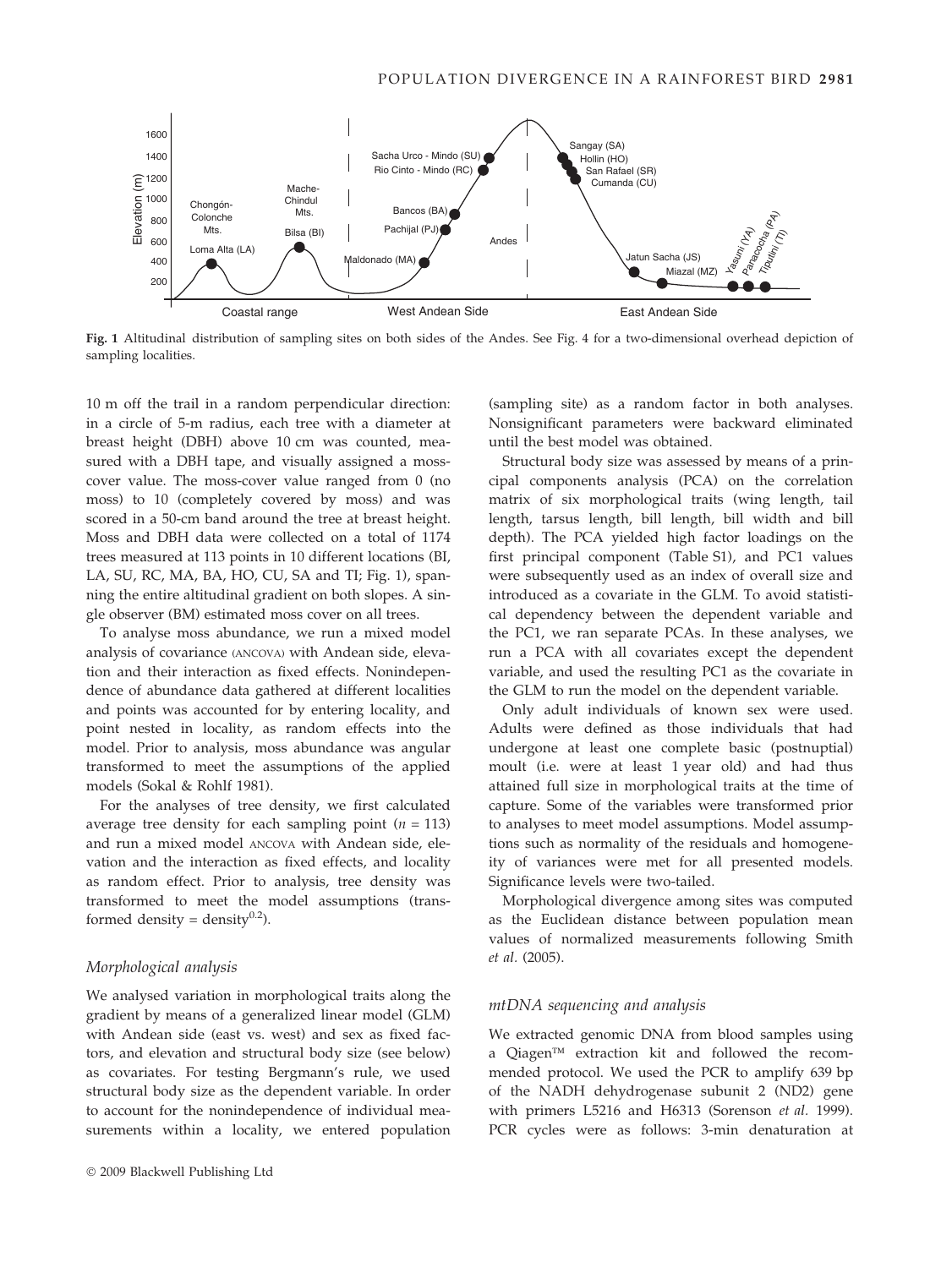**Fig. 1** Altitudinal distribution of sampling sites on both sides of the Andes. See Fig. 4 for a two-dimensional overhead depiction of sampling localities.

10 m off the trail in a random perpendicular direction: in a circle of 5-m radius, each tree with a diameter at breast height (DBH) above 10 cm was counted, measured with a DBH tape, and visually assigned a moss-cover value. The moss-cover value ranged from 0 (no moss) to 10 (completely covered by moss) and was scored in a 50-cm band around the tree at breast height. Moss and DBH data were collected on a total of 1174 trees measured at 113 points in 10 different locations (BI, LA, SU, RC, MA, BA, HO, CU, SA and TI; Fig. 1), spanning the entire altitudinal gradient on both slopes. A single observer (BM) estimated moss cover on all trees.

To analyse moss abundance, we run a mixed model analysis of covariance (ANCOVA) with Andean side, elevation and their interaction as fixed effects. Nonindependence of abundance data gathered at different localities and points was accounted for by entering locality, and point nested in locality, as random effects into the model. Prior to analysis, moss abundance was angular transformed to meet the assumptions of the applied models (Sokal & Rohlf 1981).

For the analyses of tree density, we first calculated average tree density for each sampling point ($n = 113$) and run a mixed model ANCOVA with Andean side, elevation and the interaction as fixed effects, and locality as random effect. Prior to analysis, tree density was transformed to meet the model assumptions (transformed density = density$^{0.2}$).

### Morphological analysis

We analysed variation in morphological traits along the gradient by means of a generalized linear model (GLM) with Andean side (east vs. west) and sex as fixed factors, and elevation and structural body size (see below) as covariates. For testing Bergmann's rule, we used structural body size as the dependent variable. In order to account for the nonindependence of individual measurements within a locality, we entered population (sampling site) as a random factor in both analyses. Nonsignificant parameters were backward eliminated until the best model was obtained.

Structural body size was assessed by means of a principal components analysis (PCA) on the correlation matrix of six morphological traits (wing length, tail length, tarsus length, bill length, bill width and bill depth). The PCA yielded high factor loadings on the first principal component (Table S1), and PC1 values were subsequently used as an index of overall size and introduced as a covariate in the GLM. To avoid statistical dependency between the dependent variable and the PC1, we ran separate PCAs. In these analyses, we run a PCA with all covariates except the dependent variable, and used the resulting PC1 as the covariate in the GLM to run the model on the dependent variable.

Only adult individuals of known sex were used. Adults were defined as those individuals that had undergone at least one complete basic (postnuptial) moult (i.e. were at least 1 year old) and had thus attained full size in morphological traits at the time of capture. Some of the variables were transformed prior to analyses to meet model assumptions. Model assumptions such as normality of the residuals and homogeneity of variances were met for all presented models. Significance levels were two-tailed.

Morphological divergence among sites was computed as the Euclidean distance between population mean values of normalized measurements following Smith *et al.* (2005).

### mtDNA sequencing and analysis

We extracted genomic DNA from blood samples using a Qiagen™ extraction kit and followed the recommended protocol. We used the PCR to amplify 639 bp of the NADH dehydrogenase subunit 2 (ND2) gene with primers L5216 and H6313 (Sorenson *et al.* 1999). PCR cycles were as follows: 3-min denaturation at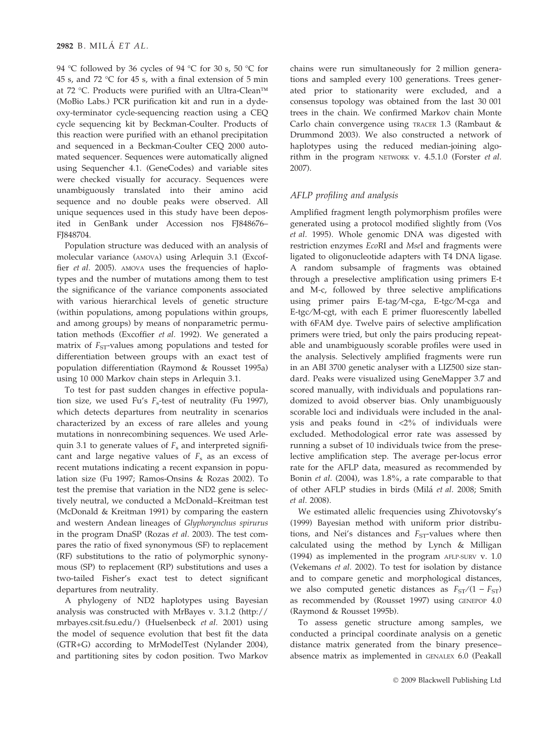94 °C followed by 36 cycles of 94 °C for 30 s, 50 °C for 45 s, and 72 °C for 45 s, with a final extension of 5 min at 72 °C. Products were purified with an Ultra-Clean™ (MoBio Labs.) PCR purification kit and run in a dyedeoxy-terminator cycle-sequencing reaction using a CEQ cycle sequencing kit by Beckman-Coulter. Products of this reaction were purified with an ethanol precipitation and sequenced in a Beckman-Coulter CEQ 2000 automated sequencer. Sequences were automatically aligned using Sequencher 4.1. (GeneCodes) and variable sites were checked visually for accuracy. Sequences were unambiguously translated into their amino acid sequence and no double peaks were observed. All unique sequences used in this study have been deposited in GenBank under Accession nos FJ848676–FJ848704.

Population structure was deduced with an analysis of molecular variance (AMOVA) using Arlequin 3.1 (Excoffier *et al.* 2005). AMOVA uses the frequencies of haplotypes and the number of mutations among them to test the significance of the variance components associated with various hierarchical levels of genetic structure (within populations, among populations within groups, and among groups) by means of nonparametric permutation methods (Excoffier *et al.* 1992). We generated a matrix of $F_{ST}$-values among populations and tested for differentiation between groups with an exact test of population differentiation (Raymond & Rousset 1995a) using 10 000 Markov chain steps in Arlequin 3.1.

To test for past sudden changes in effective population size, we used Fu's $F_s$-test of neutrality (Fu 1997), which detects departures from neutrality in scenarios characterized by an excess of rare alleles and young mutations in nonrecombining sequences. We used Arlequin 3.1 to generate values of $F_s$ and interpreted significant and large negative values of $F_s$ as an excess of recent mutations indicating a recent expansion in population size (Fu 1997; Ramos-Onsins & Rozas 2002). To test the premise that variation in the ND2 gene is selectively neutral, we conducted a McDonald–Kreitman test (McDonald & Kreitman 1991) by comparing the eastern and western Andean lineages of *Glyphorynchus spirurus* in the program DnaSP (Rozas *et al.* 2003). The test compares the ratio of fixed synonymous (SF) to replacement (RF) substitutions to the ratio of polymorphic synonymous (SP) to replacement (RP) substitutions and uses a two-tailed Fisher's exact test to detect significant departures from neutrality.

A phylogeny of ND2 haplotypes using Bayesian analysis was constructed with MrBayes v. 3.1.2 (http://mrbayes.csit.fsu.edu/) (Huelsenbeck *et al.* 2001) using the model of sequence evolution that best fit the data (GTR+G) according to MrModelTest (Nylander 2004), and partitioning sites by codon position. Two Markov chains were run simultaneously for 2 million generations and sampled every 100 generations. Trees generated prior to stationarity were excluded, and a consensus topology was obtained from the last 30 001 trees in the chain. We confirmed Markov chain Monte Carlo chain convergence using TRACER 1.3 (Rambaut & Drummond 2003). We also constructed a network of haplotypes using the reduced median-joining algorithm in the program NETWORK v. 4.5.1.0 (Forster *et al.* 2007).

### *AFLP profiling and analysis*

Amplified fragment length polymorphism profiles were generated using a protocol modified slightly from (Vos *et al.* 1995). Whole genomic DNA was digested with restriction enzymes *Eco*RI and *Mse*I and fragments were ligated to oligonucleotide adapters with T4 DNA ligase. A random subsample of fragments was obtained through a preselective amplification using primers E-t and M-c, followed by three selective amplifications using primer pairs E-tag/M-cga, E-tgc/M-cga and E-tgc/M-cgt, with each E primer fluorescently labelled with 6FAM dye. Twelve pairs of selective amplification primers were tried, but only the pairs producing repeatable and unambiguously scorable profiles were used in the analysis. Selectively amplified fragments were run in an ABI 3700 genetic analyser with a LIZ500 size standard. Peaks were visualized using GeneMapper 3.7 and scored manually, with individuals and populations randomized to avoid observer bias. Only unambiguously scorable loci and individuals were included in the analysis and peaks found in <2% of individuals were excluded. Methodological error rate was assessed by running a subset of 10 individuals twice from the preselective amplification step. The average per-locus error rate for the AFLP data, measured as recommended by Bonin *et al.* (2004), was 1.8%, a rate comparable to that of other AFLP studies in birds (Milá *et al.* 2008; Smith *et al.* 2008).

We estimated allelic frequencies using Zhivotovsky's (1999) Bayesian method with uniform prior distributions, and Nei's distances and $F_{ST}$-values where then calculated using the method by Lynch & Milligan (1994) as implemented in the program AFLP-SURV v. 1.0 (Vekemans *et al.* 2002). To test for isolation by distance and to compare genetic and morphological distances, we also computed genetic distances as $F_{ST}/(1 - F_{ST})$ as recommended by (Rousset 1997) using GENEPOP 4.0 (Raymond & Rousset 1995b).

To assess genetic structure among samples, we conducted a principal coordinate analysis on a genetic distance matrix generated from the binary presence–absence matrix as implemented in GENALEX 6.0 (Peakall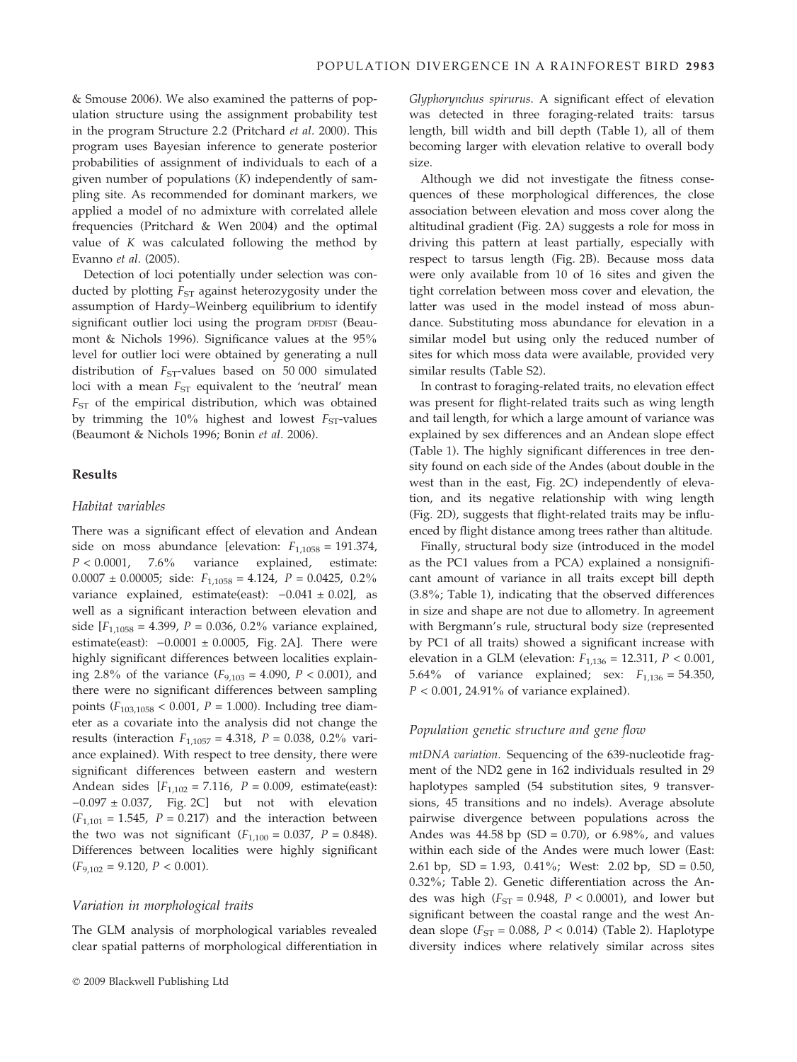& Smouse 2006). We also examined the patterns of population structure using the assignment probability test in the program Structure 2.2 (Pritchard *et al.* 2000). This program uses Bayesian inference to generate posterior probabilities of assignment of individuals to each of a given number of populations (*K*) independently of sampling site. As recommended for dominant markers, we applied a model of no admixture with correlated allele frequencies (Pritchard & Wen 2004) and the optimal value of *K* was calculated following the method by Evanno *et al.* (2005).

Detection of loci potentially under selection was conducted by plotting $F_{ST}$ against heterozygosity under the assumption of Hardy–Weinberg equilibrium to identify significant outlier loci using the program DFDIST (Beaumont & Nichols 1996). Significance values at the 95% level for outlier loci were obtained by generating a null distribution of $F_{ST}$-values based on 50 000 simulated loci with a mean $F_{ST}$ equivalent to the 'neutral' mean $F_{ST}$ of the empirical distribution, which was obtained by trimming the 10% highest and lowest $F_{ST}$-values (Beaumont & Nichols 1996; Bonin *et al.* 2006).

## Results

### Habitat variables

There was a significant effect of elevation and Andean side on moss abundance [elevation: $F_{1,1058} = 191.374$, $P < 0.0001$, 7.6% variance explained, estimate: $0.0007 \pm 0.00005$; side: $F_{1,1058} = 4.124$, $P = 0.0425$, 0.2% variance explained, estimate(east): $-0.041 \pm 0.02$], as well as a significant interaction between elevation and side [$F_{1,1058} = 4.399$, $P = 0.036$, 0.2% variance explained, estimate(east): $-0.0001 \pm 0.0005$, Fig. 2A]. There were highly significant differences between localities explaining 2.8% of the variance ($F_{9,103} = 4.090$, $P < 0.001$), and there were no significant differences between sampling points ($F_{103,1058} < 0.001$, $P = 1.000$). Including tree diameter as a covariate into the analysis did not change the results (interaction $F_{1,1057} = 4.318$, $P = 0.038$, 0.2% variance explained). With respect to tree density, there were significant differences between eastern and western Andean sides [$F_{1,102} = 7.116$, $P = 0.009$, estimate(east): $-0.097 \pm 0.037$, Fig. 2C] but not with elevation ($F_{1,101} = 1.545$, $P = 0.217$) and the interaction between the two was not significant ($F_{1,100} = 0.037$, $P = 0.848$). Differences between localities were highly significant ($F_{9,102} = 9.120$, $P < 0.001$).

### Variation in morphological traits

The GLM analysis of morphological variables revealed clear spatial patterns of morphological differentiation in *Glyphorynchus spirurus*. A significant effect of elevation was detected in three foraging-related traits: tarsus length, bill width and bill depth (Table 1), all of them becoming larger with elevation relative to overall body size.

Although we did not investigate the fitness consequences of these morphological differences, the close association between elevation and moss cover along the altitudinal gradient (Fig. 2A) suggests a role for moss in driving this pattern at least partially, especially with respect to tarsus length (Fig. 2B). Because moss data were only available from 10 of 16 sites and given the tight correlation between moss cover and elevation, the latter was used in the model instead of moss abundance. Substituting moss abundance for elevation in a similar model but using only the reduced number of sites for which moss data were available, provided very similar results (Table S2).

In contrast to foraging-related traits, no elevation effect was present for flight-related traits such as wing length and tail length, for which a large amount of variance was explained by sex differences and an Andean slope effect (Table 1). The highly significant differences in tree density found on each side of the Andes (about double in the west than in the east, Fig. 2C) independently of elevation, and its negative relationship with wing length (Fig. 2D), suggests that flight-related traits may be influenced by flight distance among trees rather than altitude.

Finally, structural body size (introduced in the model as the PC1 values from a PCA) explained a nonsignificant amount of variance in all traits except bill depth (3.8%; Table 1), indicating that the observed differences in size and shape are not due to allometry. In agreement with Bergmann's rule, structural body size (represented by PC1 of all traits) showed a significant increase with elevation in a GLM (elevation: $F_{1,136} = 12.311$, $P < 0.001$, 5.64% of variance explained; sex: $F_{1,136} = 54.350$, $P < 0.001$, 24.91% of variance explained).

### Population genetic structure and gene flow

*mtDNA variation.* Sequencing of the 639-nucleotide fragment of the ND2 gene in 162 individuals resulted in 29 haplotypes sampled (54 substitution sites, 9 transversions, 45 transitions and no indels). Average absolute pairwise divergence between populations across the Andes was 44.58 bp (SD = 0.70), or 6.98%, and values within each side of the Andes were much lower (East: 2.61 bp, SD = 1.93, 0.41%; West: 2.02 bp, SD = 0.50, 0.32%; Table 2). Genetic differentiation across the Andes was high ($F_{ST} = 0.948$, $P < 0.0001$), and lower but significant between the coastal range and the west Andean slope ($F_{ST} = 0.088$, $P < 0.014$) (Table 2). Haplotype diversity indices where relatively similar across sites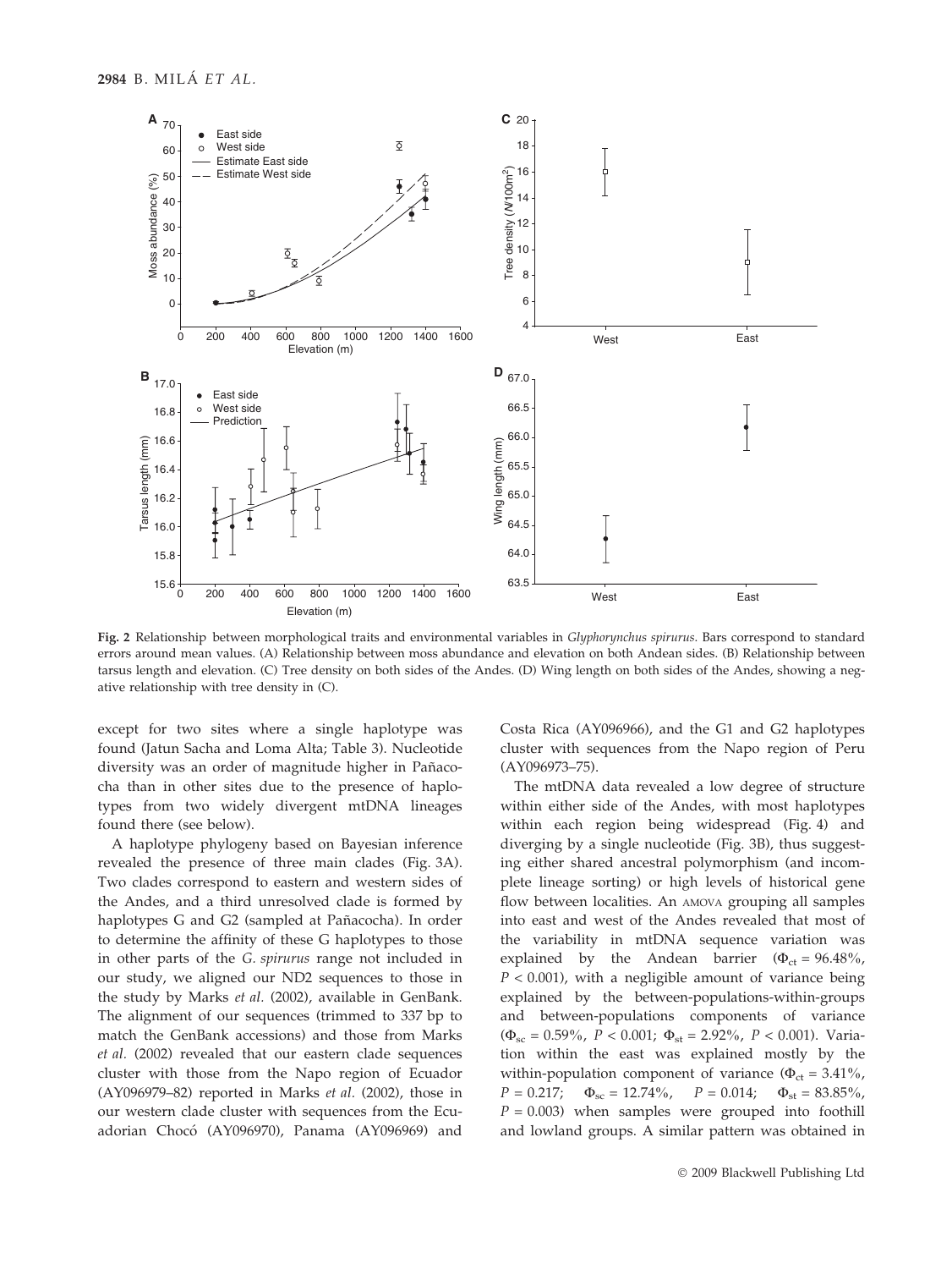Fig. 2 Relationship between morphological traits and environmental variables in *Glyphorynchus spirurus*. Bars correspond to standard errors around mean values. (A) Relationship between moss abundance and elevation on both Andean sides. (B) Relationship between tarsus length and elevation. (C) Tree density on both sides of the Andes. (D) Wing length on both sides of the Andes, showing a negative relationship with tree density in (C).

except for two sites where a single haplotype was found (Jatun Sacha and Loma Alta; Table 3). Nucleotide diversity was an order of magnitude higher in Pañacocha than in other sites due to the presence of haplotypes from two widely divergent mtDNA lineages found there (see below).

A haplotype phylogeny based on Bayesian inference revealed the presence of three main clades (Fig. 3A). Two clades correspond to eastern and western sides of the Andes, and a third unresolved clade is formed by haplotypes G and G2 (sampled at Pañacocha). In order to determine the affinity of these G haplotypes to those in other parts of the *G. spirurus* range not included in our study, we aligned our ND2 sequences to those in the study by Marks *et al.* (2002), available in GenBank. The alignment of our sequences (trimmed to 337 bp to match the GenBank accessions) and those from Marks *et al.* (2002) revealed that our eastern clade sequences cluster with those from the Napo region of Ecuador (AY096979–82) reported in Marks *et al.* (2002), those in our western clade cluster with sequences from the Ecuadorian Chocó (AY096970), Panama (AY096969) and Costa Rica (AY096966), and the G1 and G2 haplotypes cluster with sequences from the Napo region of Peru (AY096973–75).

The mtDNA data revealed a low degree of structure within either side of the Andes, with most haplotypes within each region being widespread (Fig. 4) and diverging by a single nucleotide (Fig. 3B), thus suggesting either shared ancestral polymorphism (and incomplete lineage sorting) or high levels of historical gene flow between localities. An AMOVA grouping all samples into east and west of the Andes revealed that most of the variability in mtDNA sequence variation was explained by the Andean barrier ($\Phi_{ct} = 96.48\%$, $P < 0.001$), with a negligible amount of variance being explained by the between-populations-within-groups and between-populations components of variance ($\Phi_{sc} = 0.59\%$, $P < 0.001$; $\Phi_{st} = 2.92\%$, $P < 0.001$). Variation within the east was explained mostly by the within-population component of variance ($\Phi_{ct} = 3.41\%$, $P = 0.217$; $\Phi_{sc} = 12.74\%$, $P = 0.014$; $\Phi_{st} = 83.85\%$, $P = 0.003$) when samples were grouped into foothill and lowland groups. A similar pattern was obtained in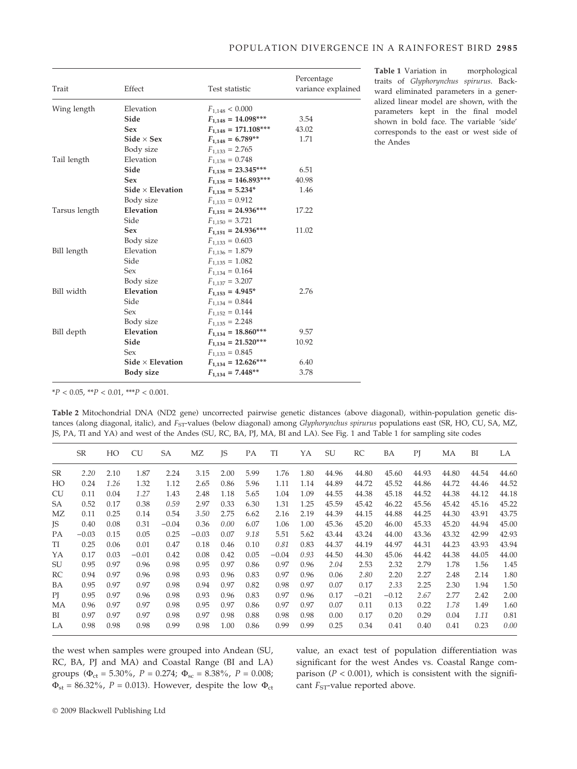| Trait | Effect | Test statistic | Percentage variance explained |
|---|---|---|---|
| Wing length | Elevation | $F_{1,148} < 0.000$ | |
| | **Side** | $F_{1,148} = 14.098$*** | 3.54 |
| | **Sex** | $F_{1,148} = 171.108$*** | 43.02 |
| | **Side × Sex** | $F_{1,148} = 6.789$** | 1.71 |
| | Body size | $F_{1,133} = 2.765$ | |
| Tail length | Elevation | $F_{1,138} = 0.748$ | |
| | **Side** | $F_{1,138} = 23.345$*** | 6.51 |
| | **Sex** | $F_{1,138} = 146.893$*** | 40.98 |
| | **Side × Elevation** | $F_{1,138} = 5.234$* | 1.46 |
| | Body size | $F_{1,133} = 0.912$ | |
| Tarsus length | **Elevation** | $F_{1,151} = 24.936$*** | 17.22 |
| | Side | $F_{1,150} = 3.721$ | |
| | **Sex** | $F_{1,151} = 24.936$*** | 11.02 |
| | Body size | $F_{1,133} = 0.603$ | |
| Bill length | Elevation | $F_{1,136} = 1.879$ | |
| | Side | $F_{1,135} = 1.082$ | |
| | Sex | $F_{1,134} = 0.164$ | |
| | Body size | $F_{1,137} = 3.207$ | |
| Bill width | **Elevation** | $F_{1,153} = 4.945$* | 2.76 |
| | Side | $F_{1,134} = 0.844$ | |
| | Sex | $F_{1,152} = 0.144$ | |
| | Body size | $F_{1,135} = 2.248$ | |
| Bill depth | **Elevation** | $F_{1,134} = 18.860$*** | 9.57 |
| | **Side** | $F_{1,134} = 21.520$*** | 10.92 |
| | Sex | $F_{1,133} = 0.845$ | |
| | **Side × Elevation** | $F_{1,134} = 12.626$*** | 6.40 |
| | **Body size** | $F_{1,134} = 7.448$** | 3.78 |

*$P < 0.05$, **$P < 0.01$, ***$P < 0.001$.

**Table 1** Variation in morphological traits of *Glyphorynchus spirurus*. Backward eliminated parameters in a generalized linear model are shown, with the parameters kept in the final model shown in bold face. The variable 'side' corresponds to the east or west side of the Andes

**Table 2** Mitochondrial DNA (ND2 gene) uncorrected pairwise genetic distances (above diagonal), within-population genetic distances (along diagonal, italic), and $F_{ST}$-values (below diagonal) among *Glyphorynchus spirurus* populations east (SR, HO, CU, SA, MZ, JS, PA, TI and YA) and west of the Andes (SU, RC, BA, PJ, MA, BI and LA). See Fig. 1 and Table 1 for sampling site codes

| | SR | HO | CU | SA | MZ | JS | PA | TI | YA | SU | RC | BA | PJ | MA | BI | LA |
|---|---|---|---|---|---|---|---|---|---|---|---|---|---|---|---|---|
| SR | *2.20* | 2.10 | 1.87 | 2.24 | 3.15 | 2.00 | 5.99 | 1.76 | 1.80 | 44.96 | 44.80 | 45.60 | 44.93 | 44.80 | 44.54 | 44.60 |
| HO | 0.24 | *1.26* | 1.32 | 1.12 | 2.65 | 0.86 | 5.96 | 1.11 | 1.14 | 44.89 | 44.72 | 45.52 | 44.86 | 44.72 | 44.46 | 44.52 |
| CU | 0.11 | 0.04 | *1.27* | 1.43 | 2.48 | 1.18 | 5.65 | 1.04 | 1.09 | 44.55 | 44.38 | 45.18 | 44.52 | 44.38 | 44.12 | 44.18 |
| SA | 0.52 | 0.17 | 0.38 | *0.59* | 2.97 | 0.33 | 6.30 | 1.31 | 1.25 | 45.59 | 45.42 | 46.22 | 45.56 | 45.42 | 45.16 | 45.22 |
| MZ | 0.11 | 0.25 | 0.14 | 0.54 | *3.50* | 2.75 | 6.62 | 2.16 | 2.19 | 44.39 | 44.15 | 44.88 | 44.25 | 44.30 | 43.91 | 43.75 |
| JS | 0.40 | 0.08 | 0.31 | −0.04 | 0.36 | *0.00* | 6.07 | 1.06 | 1.00 | 45.36 | 45.20 | 46.00 | 45.33 | 45.20 | 44.94 | 45.00 |
| PA | −0.03 | 0.15 | 0.05 | 0.25 | −0.03 | 0.07 | *9.18* | 5.51 | 5.62 | 43.44 | 43.24 | 44.00 | 43.36 | 43.32 | 42.99 | 42.93 |
| TI | 0.25 | 0.06 | 0.01 | 0.47 | 0.18 | 0.46 | 0.10 | *0.81* | 0.83 | 44.37 | 44.19 | 44.97 | 44.31 | 44.23 | 43.93 | 43.94 |
| YA | 0.17 | 0.03 | −0.01 | 0.42 | 0.08 | 0.42 | 0.05 | −0.04 | *0.93* | 44.50 | 44.30 | 45.06 | 44.42 | 44.38 | 44.05 | 44.00 |
| SU | 0.95 | 0.97 | 0.96 | 0.98 | 0.95 | 0.97 | 0.86 | 0.97 | 0.96 | *2.04* | 2.53 | 2.32 | 2.79 | 1.78 | 1.56 | 1.45 |
| RC | 0.94 | 0.97 | 0.96 | 0.98 | 0.93 | 0.96 | 0.83 | 0.97 | 0.96 | 0.06 | *2.80* | 2.20 | 2.27 | 2.48 | 2.14 | 1.80 |
| BA | 0.95 | 0.97 | 0.97 | 0.98 | 0.94 | 0.97 | 0.82 | 0.98 | 0.97 | 0.07 | 0.17 | *2.33* | 2.25 | 2.30 | 1.94 | 1.50 |
| PJ | 0.95 | 0.97 | 0.96 | 0.98 | 0.93 | 0.96 | 0.83 | 0.97 | 0.96 | 0.17 | −0.21 | −0.12 | *2.67* | 2.77 | 2.42 | 2.00 |
| MA | 0.96 | 0.97 | 0.97 | 0.98 | 0.95 | 0.97 | 0.86 | 0.97 | 0.97 | 0.07 | 0.11 | 0.13 | 0.22 | *1.78* | 1.49 | 1.60 |
| BI | 0.97 | 0.97 | 0.97 | 0.98 | 0.97 | 0.98 | 0.88 | 0.98 | 0.98 | 0.00 | 0.17 | 0.20 | 0.29 | 0.04 | *1.11* | 0.81 |
| LA | 0.98 | 0.98 | 0.98 | 0.99 | 0.98 | 1.00 | 0.86 | 0.99 | 0.99 | 0.25 | 0.34 | 0.41 | 0.40 | 0.41 | 0.23 | *0.00* |

the west when samples were grouped into Andean (SU, RC, BA, PJ and MA) and Coastal Range (BI and LA) groups ($\Phi_{ct}$ = 5.30%, $P$ = 0.274; $\Phi_{sc}$ = 8.38%, $P$ = 0.008; $\Phi_{st}$ = 86.32%, $P$ = 0.013). However, despite the low $\Phi_{ct}$ value, an exact test of population differentiation was significant for the west Andes vs. Coastal Range comparison ($P < 0.001$), which is consistent with the significant $F_{ST}$-value reported above.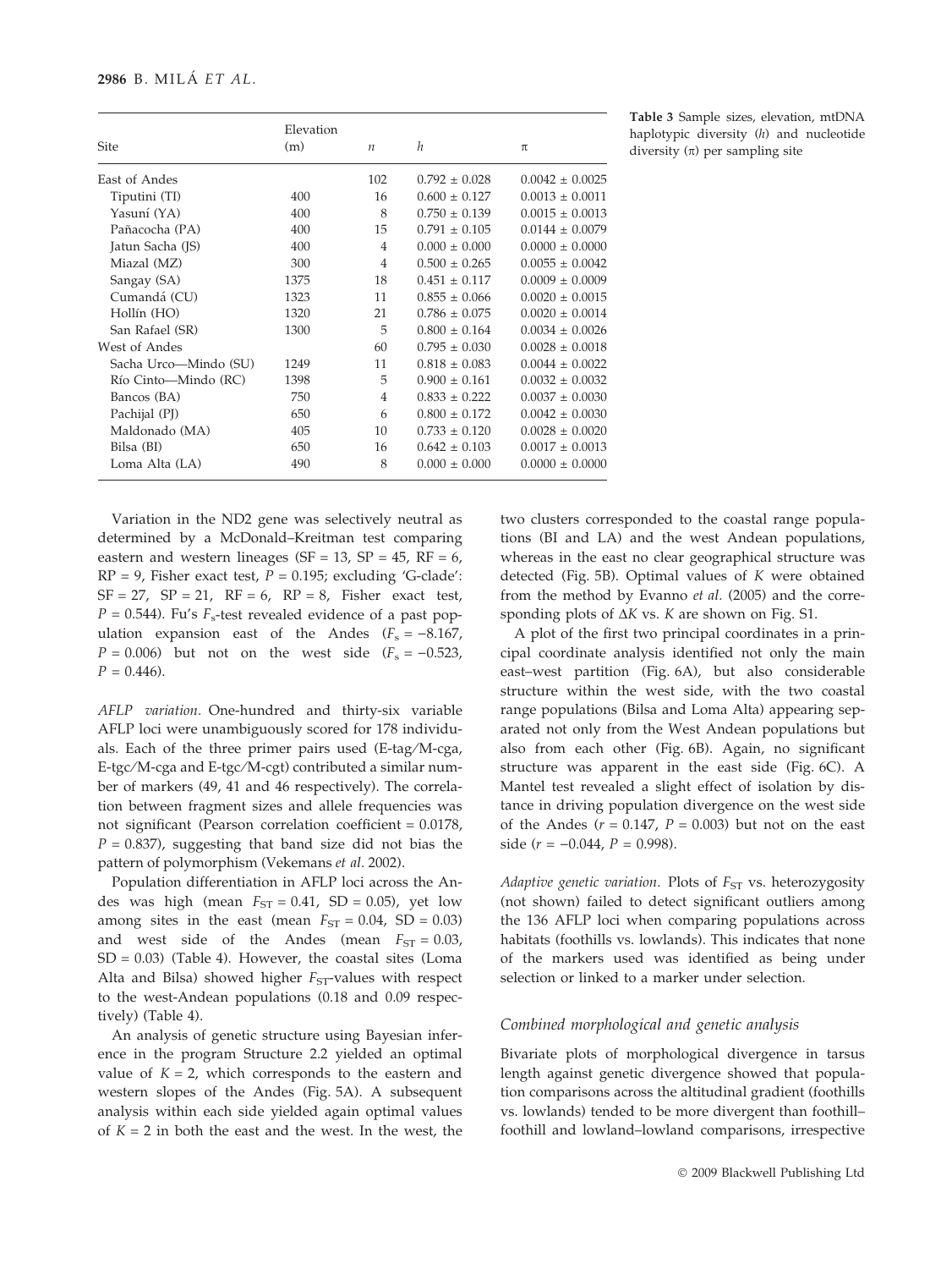| Site | Elevation (m) | $n$ | $h$ | π |
|---|---|---|---|---|
| East of Andes | | 102 | 0.792 ± 0.028 | 0.0042 ± 0.0025 |
| Tiputini (TI) | 400 | 16 | 0.600 ± 0.127 | 0.0013 ± 0.0011 |
| Yasuní (YA) | 400 | 8 | 0.750 ± 0.139 | 0.0015 ± 0.0013 |
| Pañacocha (PA) | 400 | 15 | 0.791 ± 0.105 | 0.0144 ± 0.0079 |
| Jatun Sacha (JS) | 400 | 4 | 0.000 ± 0.000 | 0.0000 ± 0.0000 |
| Miazal (MZ) | 300 | 4 | 0.500 ± 0.265 | 0.0055 ± 0.0042 |
| Sangay (SA) | 1375 | 18 | 0.451 ± 0.117 | 0.0009 ± 0.0009 |
| Cumandá (CU) | 1323 | 11 | 0.855 ± 0.066 | 0.0020 ± 0.0015 |
| Hollín (HO) | 1320 | 21 | 0.786 ± 0.075 | 0.0020 ± 0.0014 |
| San Rafael (SR) | 1300 | 5 | 0.800 ± 0.164 | 0.0034 ± 0.0026 |
| West of Andes | | 60 | 0.795 ± 0.030 | 0.0028 ± 0.0018 |
| Sacha Urco—Mindo (SU) | 1249 | 11 | 0.818 ± 0.083 | 0.0044 ± 0.0022 |
| Río Cinto—Mindo (RC) | 1398 | 5 | 0.900 ± 0.161 | 0.0032 ± 0.0032 |
| Bancos (BA) | 750 | 4 | 0.833 ± 0.222 | 0.0037 ± 0.0030 |
| Pachijal (PJ) | 650 | 6 | 0.800 ± 0.172 | 0.0042 ± 0.0030 |
| Maldonado (MA) | 405 | 10 | 0.733 ± 0.120 | 0.0028 ± 0.0020 |
| Bilsa (BI) | 650 | 16 | 0.642 ± 0.103 | 0.0017 ± 0.0013 |
| Loma Alta (LA) | 490 | 8 | 0.000 ± 0.000 | 0.0000 ± 0.0000 |

**Table 3** Sample sizes, elevation, mtDNA haplotypic diversity ($h$) and nucleotide diversity ($\pi$) per sampling site

Variation in the ND2 gene was selectively neutral as determined by a McDonald–Kreitman test comparing eastern and western lineages (SF = 13, SP = 45, RF = 6, RP = 9, Fisher exact test, $P = 0.195$; excluding 'G-clade': SF = 27, SP = 21, RF = 6, RP = 8, Fisher exact test, $P = 0.544$). Fu's $F_s$-test revealed evidence of a past population expansion east of the Andes ($F_s = -8.167$, $P = 0.006$) but not on the west side ($F_s = -0.523$, $P = 0.446$).

*AFLP variation.* One-hundred and thirty-six variable AFLP loci were unambiguously scored for 178 individuals. Each of the three primer pairs used (E-tag/M-cga, E-tgc/M-cga and E-tgc/M-cgt) contributed a similar number of markers (49, 41 and 46 respectively). The correlation between fragment sizes and allele frequencies was not significant (Pearson correlation coefficient = 0.0178, $P = 0.837$), suggesting that band size did not bias the pattern of polymorphism (Vekemans *et al.* 2002).

Population differentiation in AFLP loci across the Andes was high (mean $F_{ST} = 0.41$, SD = 0.05), yet low among sites in the east (mean $F_{ST} = 0.04$, SD = 0.03) and west side of the Andes (mean $F_{ST} = 0.03$, SD = 0.03) (Table 4). However, the coastal sites (Loma Alta and Bilsa) showed higher $F_{ST}$-values with respect to the west-Andean populations (0.18 and 0.09 respectively) (Table 4).

An analysis of genetic structure using Bayesian inference in the program Structure 2.2 yielded an optimal value of $K = 2$, which corresponds to the eastern and western slopes of the Andes (Fig. 5A). A subsequent analysis within each side yielded again optimal values of $K = 2$ in both the east and the west. In the west, the two clusters corresponded to the coastal range populations (BI and LA) and the west Andean populations, whereas in the east no clear geographical structure was detected (Fig. 5B). Optimal values of $K$ were obtained from the method by Evanno *et al.* (2005) and the corresponding plots of $\Delta K$ vs. $K$ are shown on Fig. S1.

A plot of the first two principal coordinates in a principal coordinate analysis identified not only the main east–west partition (Fig. 6A), but also considerable structure within the west side, with the two coastal range populations (Bilsa and Loma Alta) appearing separated not only from the West Andean populations but also from each other (Fig. 6B). Again, no significant structure was apparent in the east side (Fig. 6C). A Mantel test revealed a slight effect of isolation by distance in driving population divergence on the west side of the Andes ($r = 0.147$, $P = 0.003$) but not on the east side ($r = -0.044$, $P = 0.998$).

*Adaptive genetic variation.* Plots of $F_{ST}$ vs. heterozygosity (not shown) failed to detect significant outliers among the 136 AFLP loci when comparing populations across habitats (foothills vs. lowlands). This indicates that none of the markers used was identified as being under selection or linked to a marker under selection.

### *Combined morphological and genetic analysis*

Bivariate plots of morphological divergence in tarsus length against genetic divergence showed that population comparisons across the altitudinal gradient (foothills vs. lowlands) tended to be more divergent than foothill–foothill and lowland–lowland comparisons, irrespective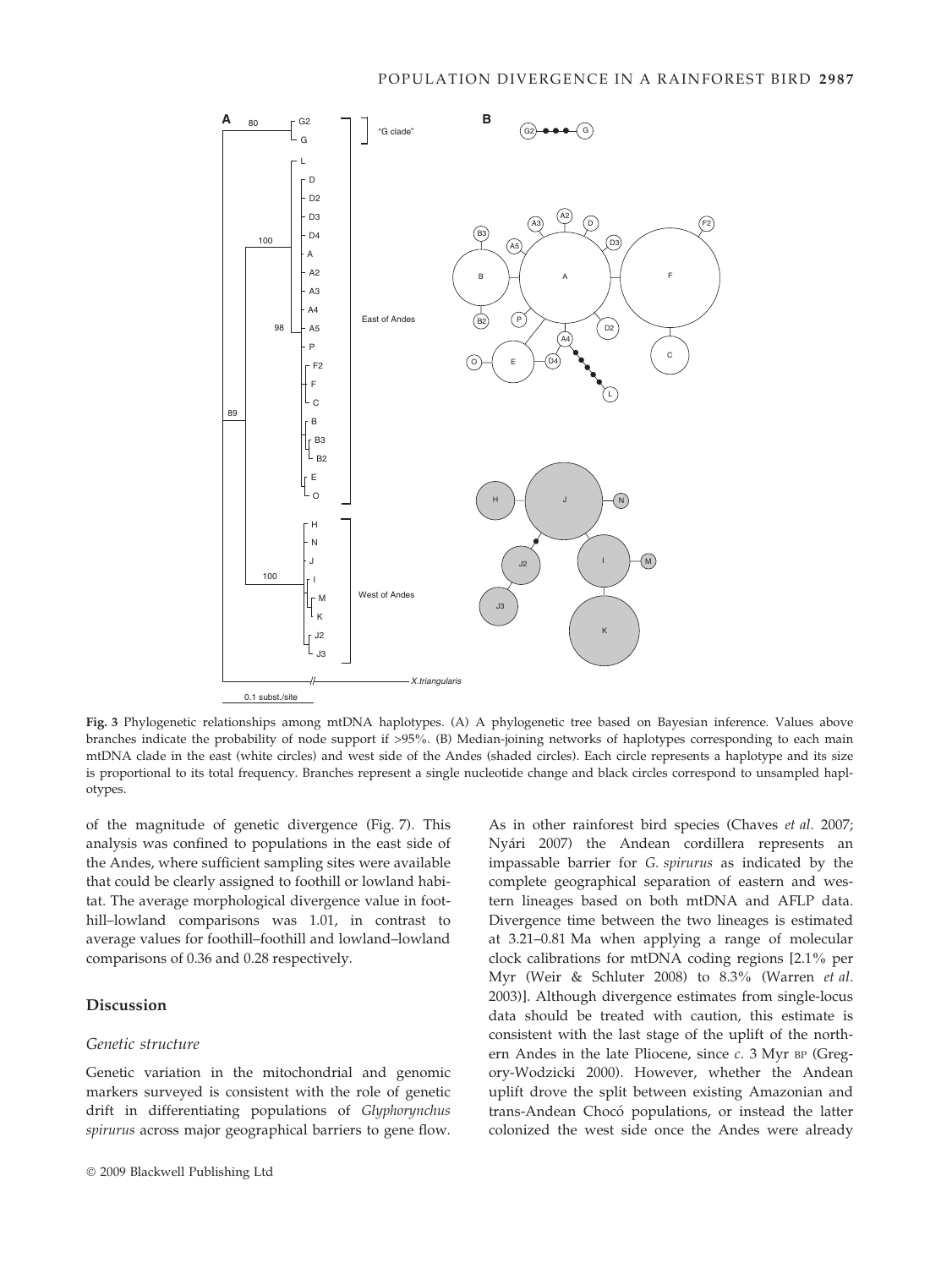**Fig. 3** Phylogenetic relationships among mtDNA haplotypes. (A) A phylogenetic tree based on Bayesian inference. Values above branches indicate the probability of node support if >95%. (B) Median-joining networks of haplotypes corresponding to each main mtDNA clade in the east (white circles) and west side of the Andes (shaded circles). Each circle represents a haplotype and its size is proportional to its total frequency. Branches represent a single nucleotide change and black circles correspond to unsampled haplotypes.

of the magnitude of genetic divergence (Fig. 7). This analysis was confined to populations in the east side of the Andes, where sufficient sampling sites were available that could be clearly assigned to foothill or lowland habitat. The average morphological divergence value in foothill–lowland comparisons was 1.01, in contrast to average values for foothill–foothill and lowland–lowland comparisons of 0.36 and 0.28 respectively.

## Discussion

### Genetic structure

Genetic variation in the mitochondrial and genomic markers surveyed is consistent with the role of genetic drift in differentiating populations of *Glyphorynchus spirurus* across major geographical barriers to gene flow. As in other rainforest bird species (Chaves *et al.* 2007; Nyári 2007) the Andean cordillera represents an impassable barrier for *G. spirurus* as indicated by the complete geographical separation of eastern and western lineages based on both mtDNA and AFLP data. Divergence time between the two lineages is estimated at 3.21–0.81 Ma when applying a range of molecular clock calibrations for mtDNA coding regions [2.1% per Myr (Weir & Schluter 2008) to 8.3% (Warren *et al.* 2003)]. Although divergence estimates from single-locus data should be treated with caution, this estimate is consistent with the last stage of the uplift of the northern Andes in the late Pliocene, since *c.* 3 Myr BP (Gregory-Wodzicki 2000). However, whether the Andean uplift drove the split between existing Amazonian and trans-Andean Chocó populations, or instead the latter colonized the west side once the Andes were already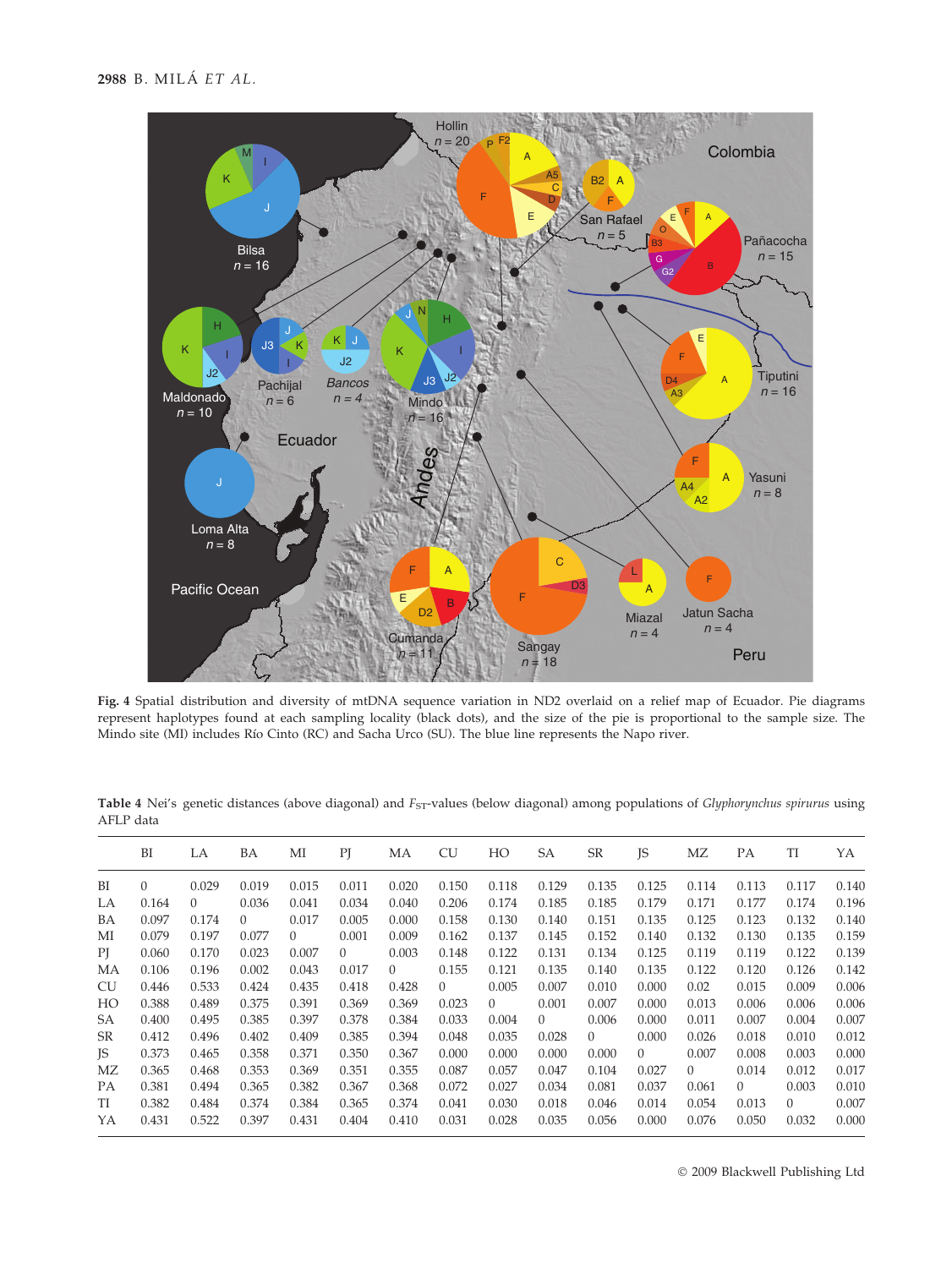**Fig. 4** Spatial distribution and diversity of mtDNA sequence variation in ND2 overlaid on a relief map of Ecuador. Pie diagrams represent haplotypes found at each sampling locality (black dots), and the size of the pie is proportional to the sample size. The Mindo site (MI) includes Río Cinto (RC) and Sacha Urco (SU). The blue line represents the Napo river.

**Table 4** Nei's genetic distances (above diagonal) and $F_{ST}$-values (below diagonal) among populations of *Glyphorynchus spirurus* using AFLP data

| | BI | LA | BA | MI | PJ | MA | CU | HO | SA | SR | JS | MZ | PA | TI | YA |
|---|---|---|---|---|---|---|---|---|---|---|---|---|---|---|---|
| BI | 0 | 0.029 | 0.019 | 0.015 | 0.011 | 0.020 | 0.150 | 0.118 | 0.129 | 0.135 | 0.125 | 0.114 | 0.113 | 0.117 | 0.140 |
| LA | 0.164 | 0 | 0.036 | 0.041 | 0.034 | 0.040 | 0.206 | 0.174 | 0.185 | 0.185 | 0.179 | 0.171 | 0.177 | 0.174 | 0.196 |
| BA | 0.097 | 0.174 | 0 | 0.017 | 0.005 | 0.000 | 0.158 | 0.130 | 0.140 | 0.151 | 0.135 | 0.125 | 0.123 | 0.132 | 0.140 |
| MI | 0.079 | 0.197 | 0.077 | 0 | 0.001 | 0.009 | 0.162 | 0.137 | 0.145 | 0.152 | 0.140 | 0.132 | 0.130 | 0.135 | 0.159 |
| PJ | 0.060 | 0.170 | 0.023 | 0.007 | 0 | 0.003 | 0.148 | 0.122 | 0.131 | 0.134 | 0.125 | 0.119 | 0.119 | 0.122 | 0.139 |
| MA | 0.106 | 0.196 | 0.002 | 0.043 | 0.017 | 0 | 0.155 | 0.121 | 0.135 | 0.140 | 0.135 | 0.122 | 0.120 | 0.126 | 0.142 |
| CU | 0.446 | 0.533 | 0.424 | 0.435 | 0.418 | 0.428 | 0 | 0.005 | 0.007 | 0.010 | 0.000 | 0.02 | 0.015 | 0.009 | 0.006 |
| HO | 0.388 | 0.489 | 0.375 | 0.391 | 0.369 | 0.369 | 0.023 | 0 | 0.001 | 0.007 | 0.000 | 0.013 | 0.006 | 0.006 | 0.006 |
| SA | 0.400 | 0.495 | 0.385 | 0.397 | 0.378 | 0.384 | 0.033 | 0.004 | 0 | 0.006 | 0.000 | 0.011 | 0.007 | 0.004 | 0.007 |
| SR | 0.412 | 0.496 | 0.402 | 0.409 | 0.385 | 0.394 | 0.048 | 0.035 | 0.028 | 0 | 0.000 | 0.026 | 0.018 | 0.010 | 0.012 |
| JS | 0.373 | 0.465 | 0.358 | 0.371 | 0.350 | 0.367 | 0.000 | 0.000 | 0.000 | 0.000 | 0 | 0.007 | 0.008 | 0.003 | 0.000 |
| MZ | 0.365 | 0.468 | 0.353 | 0.369 | 0.351 | 0.355 | 0.087 | 0.057 | 0.047 | 0.104 | 0.027 | 0 | 0.014 | 0.012 | 0.017 |
| PA | 0.381 | 0.494 | 0.365 | 0.382 | 0.367 | 0.368 | 0.072 | 0.027 | 0.034 | 0.081 | 0.037 | 0.061 | 0 | 0.003 | 0.010 |
| TI | 0.382 | 0.484 | 0.374 | 0.384 | 0.365 | 0.374 | 0.041 | 0.030 | 0.018 | 0.046 | 0.014 | 0.054 | 0.013 | 0 | 0.007 |
| YA | 0.431 | 0.522 | 0.397 | 0.431 | 0.404 | 0.410 | 0.031 | 0.028 | 0.035 | 0.056 | 0.000 | 0.076 | 0.050 | 0.032 | 0.000 |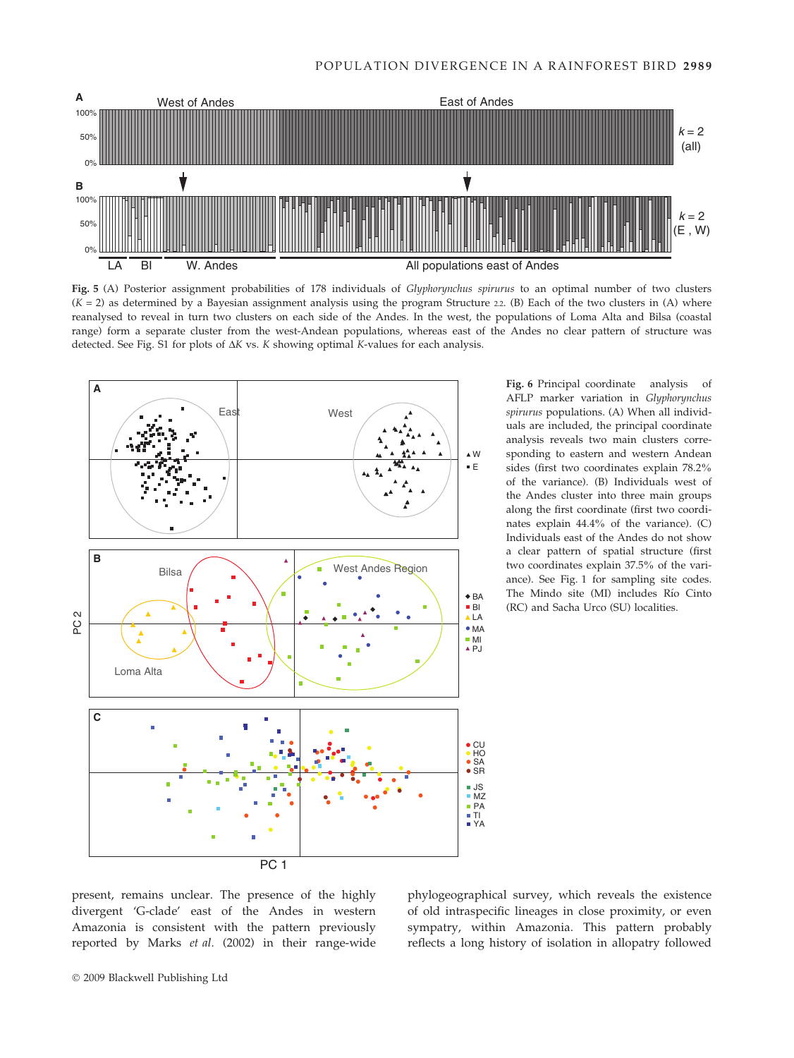**Fig. 5** (A) Posterior assignment probabilities of 178 individuals of *Glyphorynchus spirurus* to an optimal number of two clusters ($K = 2$) as determined by a Bayesian assignment analysis using the program Structure 2.2. (B) Each of the two clusters in (A) where reanalysed to reveal in turn two clusters on each side of the Andes. In the west, the populations of Loma Alta and Bilsa (coastal range) form a separate cluster from the west-Andean populations, whereas east of the Andes no clear pattern of structure was detected. See Fig. S1 for plots of $\Delta K$ vs. $K$ showing optimal $K$-values for each analysis.

**Fig. 6** Principal coordinate analysis of AFLP marker variation in *Glyphorynchus spirurus* populations. (A) When all individuals are included, the principal coordinate analysis reveals two main clusters corresponding to eastern and western Andean sides (first two coordinates explain 78.2% of the variance). (B) Individuals west of the Andes cluster into three main groups along the first coordinate (first two coordinates explain 44.4% of the variance). (C) Individuals east of the Andes do not show a clear pattern of spatial structure (first two coordinates explain 37.5% of the variance). See Fig. 1 for sampling site codes. The Mindo site (MI) includes Río Cinto (RC) and Sacha Urco (SU) localities.

present, remains unclear. The presence of the highly divergent 'G-clade' east of the Andes in western Amazonia is consistent with the pattern previously reported by Marks *et al.* (2002) in their range-wide phylogeographical survey, which reveals the existence of old intraspecific lineages in close proximity, or even sympatry, within Amazonia. This pattern probably reflects a long history of isolation in allopatry followed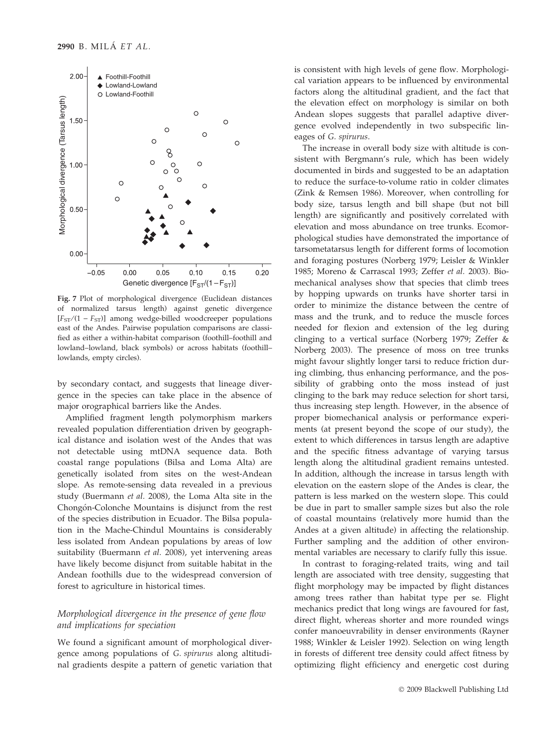Foothill-Foothill
Lowland-Lowland
Lowland-Foothill

Morphological divergence (Tarsus length)

2.00
1.50
1.00
0.50
0.00

−0.05 0.00 0.05 0.10 0.15 0.20

Genetic divergence $[F_{ST}/(1 - F_{ST})]$

**Fig. 7** Plot of morphological divergence (Euclidean distances of normalized tarsus length) against genetic divergence $[F_{ST}/(1 - F_{ST})]$ among wedge-billed woodcreeper populations east of the Andes. Pairwise population comparisons are classified as either a within-habitat comparison (foothill–foothill and lowland–lowland, black symbols) or across habitats (foothill–lowlands, empty circles).

by secondary contact, and suggests that lineage divergence in the species can take place in the absence of major orographical barriers like the Andes.

Amplified fragment length polymorphism markers revealed population differentiation driven by geographical distance and isolation west of the Andes that was not detectable using mtDNA sequence data. Both coastal range populations (Bilsa and Loma Alta) are genetically isolated from sites on the west-Andean slope. As remote-sensing data revealed in a previous study (Buermann *et al*. 2008), the Loma Alta site in the Chongón-Colonche Mountains is disjunct from the rest of the species distribution in Ecuador. The Bilsa population in the Mache-Chindul Mountains is considerably less isolated from Andean populations by areas of low suitability (Buermann *et al*. 2008), yet intervening areas have likely become disjunct from suitable habitat in the Andean foothills due to the widespread conversion of forest to agriculture in historical times.

### *Morphological divergence in the presence of gene flow and implications for speciation*

We found a significant amount of morphological divergence among populations of *G. spirurus* along altitudinal gradients despite a pattern of genetic variation that is consistent with high levels of gene flow. Morphological variation appears to be influenced by environmental factors along the altitudinal gradient, and the fact that the elevation effect on morphology is similar on both Andean slopes suggests that parallel adaptive divergence evolved independently in two subspecific lineages of *G. spirurus*.

The increase in overall body size with altitude is consistent with Bergmann's rule, which has been widely documented in birds and suggested to be an adaptation to reduce the surface-to-volume ratio in colder climates (Zink & Remsen 1986). Moreover, when controlling for body size, tarsus length and bill shape (but not bill length) are significantly and positively correlated with elevation and moss abundance on tree trunks. Ecomorphological studies have demonstrated the importance of tarsometatarsus length for different forms of locomotion and foraging postures (Norberg 1979; Leisler & Winkler 1985; Moreno & Carrascal 1993; Zeffer *et al*. 2003). Biomechanical analyses show that species that climb trees by hopping upwards on trunks have shorter tarsi in order to minimize the distance between the centre of mass and the trunk, and to reduce the muscle forces needed for flexion and extension of the leg during clinging to a vertical surface (Norberg 1979; Zeffer & Norberg 2003). The presence of moss on tree trunks might favour slightly longer tarsi to reduce friction during climbing, thus enhancing performance, and the possibility of grabbing onto the moss instead of just clinging to the bark may reduce selection for short tarsi, thus increasing step length. However, in the absence of proper biomechanical analysis or performance experiments (at present beyond the scope of our study), the extent to which differences in tarsus length are adaptive and the specific fitness advantage of varying tarsus length along the altitudinal gradient remains untested. In addition, although the increase in tarsus length with elevation on the eastern slope of the Andes is clear, the pattern is less marked on the western slope. This could be due in part to smaller sample sizes but also the role of coastal mountains (relatively more humid than the Andes at a given altitude) in affecting the relationship. Further sampling and the addition of other environmental variables are necessary to clarify fully this issue.

In contrast to foraging-related traits, wing and tail length are associated with tree density, suggesting that flight morphology may be impacted by flight distances among trees rather than habitat type per se. Flight mechanics predict that long wings are favoured for fast, direct flight, whereas shorter and more rounded wings confer manoeuvrability in denser environments (Rayner 1988; Winkler & Leisler 1992). Selection on wing length in forests of different tree density could affect fitness by optimizing flight efficiency and energetic cost during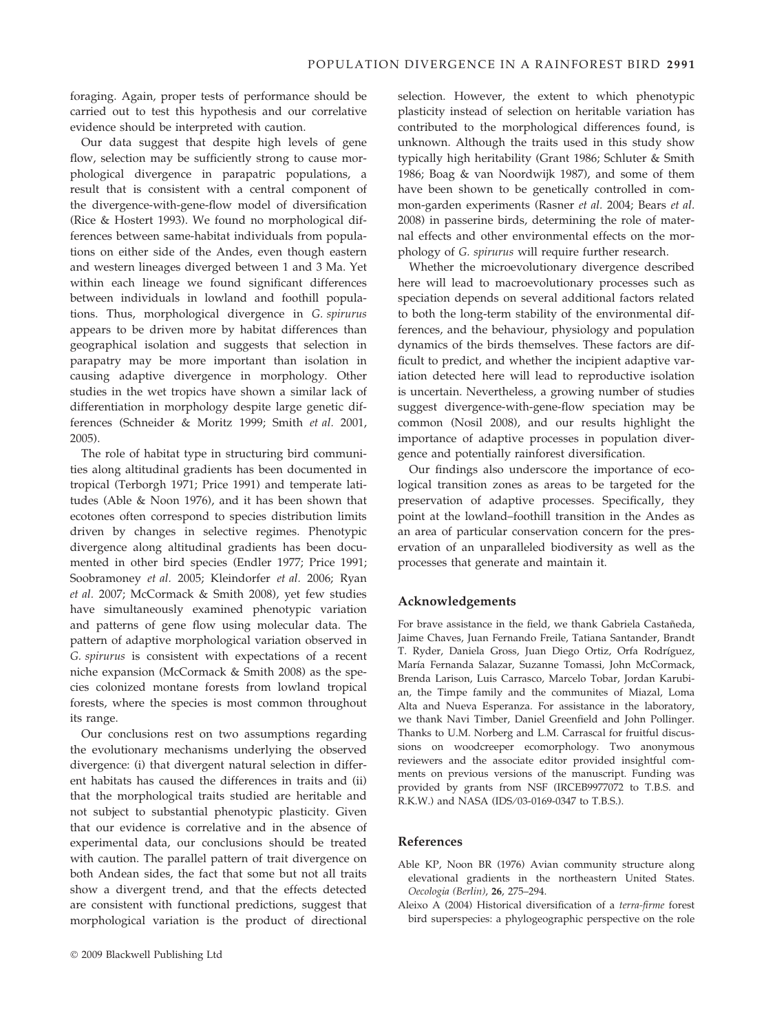foraging. Again, proper tests of performance should be carried out to test this hypothesis and our correlative evidence should be interpreted with caution.

Our data suggest that despite high levels of gene flow, selection may be sufficiently strong to cause morphological divergence in parapatric populations, a result that is consistent with a central component of the divergence-with-gene-flow model of diversification (Rice & Hostert 1993). We found no morphological differences between same-habitat individuals from populations on either side of the Andes, even though eastern and western lineages diverged between 1 and 3 Ma. Yet within each lineage we found significant differences between individuals in lowland and foothill populations. Thus, morphological divergence in *G. spirurus* appears to be driven more by habitat differences than geographical isolation and suggests that selection in parapatry may be more important than isolation in causing adaptive divergence in morphology. Other studies in the wet tropics have shown a similar lack of differentiation in morphology despite large genetic differences (Schneider & Moritz 1999; Smith *et al.* 2001, 2005).

The role of habitat type in structuring bird communities along altitudinal gradients has been documented in tropical (Terborgh 1971; Price 1991) and temperate latitudes (Able & Noon 1976), and it has been shown that ecotones often correspond to species distribution limits driven by changes in selective regimes. Phenotypic divergence along altitudinal gradients has been documented in other bird species (Endler 1977; Price 1991; Soobramoney *et al.* 2005; Kleindorfer *et al.* 2006; Ryan *et al.* 2007; McCormack & Smith 2008), yet few studies have simultaneously examined phenotypic variation and patterns of gene flow using molecular data. The pattern of adaptive morphological variation observed in *G. spirurus* is consistent with expectations of a recent niche expansion (McCormack & Smith 2008) as the species colonized montane forests from lowland tropical forests, where the species is most common throughout its range.

Our conclusions rest on two assumptions regarding the evolutionary mechanisms underlying the observed divergence: (i) that divergent natural selection in different habitats has caused the differences in traits and (ii) that the morphological traits studied are heritable and not subject to substantial phenotypic plasticity. Given that our evidence is correlative and in the absence of experimental data, our conclusions should be treated with caution. The parallel pattern of trait divergence on both Andean sides, the fact that some but not all traits show a divergent trend, and that the effects detected are consistent with functional predictions, suggest that morphological variation is the product of directional selection. However, the extent to which phenotypic plasticity instead of selection on heritable variation has contributed to the morphological differences found, is unknown. Although the traits used in this study show typically high heritability (Grant 1986; Schluter & Smith 1986; Boag & van Noordwijk 1987), and some of them have been shown to be genetically controlled in common-garden experiments (Rasner *et al.* 2004; Bears *et al.* 2008) in passerine birds, determining the role of maternal effects and other environmental effects on the morphology of *G. spirurus* will require further research.

Whether the microevolutionary divergence described here will lead to macroevolutionary processes such as speciation depends on several additional factors related to both the long-term stability of the environmental differences, and the behaviour, physiology and population dynamics of the birds themselves. These factors are difficult to predict, and whether the incipient adaptive variation detected here will lead to reproductive isolation is uncertain. Nevertheless, a growing number of studies suggest divergence-with-gene-flow speciation may be common (Nosil 2008), and our results highlight the importance of adaptive processes in population divergence and potentially rainforest diversification.

Our findings also underscore the importance of ecological transition zones as areas to be targeted for the preservation of adaptive processes. Specifically, they point at the lowland–foothill transition in the Andes as an area of particular conservation concern for the preservation of an unparalleled biodiversity as well as the processes that generate and maintain it.

## Acknowledgements

For brave assistance in the field, we thank Gabriela Castañeda, Jaime Chaves, Juan Fernando Freile, Tatiana Santander, Brandt T. Ryder, Daniela Gross, Juan Diego Ortiz, Orfa Rodríguez, María Fernanda Salazar, Suzanne Tomassi, John McCormack, Brenda Larison, Luis Carrasco, Marcelo Tobar, Jordan Karubian, the Timpe family and the communites of Miazal, Loma Alta and Nueva Esperanza. For assistance in the laboratory, we thank Navi Timber, Daniel Greenfield and John Pollinger. Thanks to U.M. Norberg and L.M. Carrascal for fruitful discussions on woodcreeper ecomorphology. Two anonymous reviewers and the associate editor provided insightful comments on previous versions of the manuscript. Funding was provided by grants from NSF (IRCEB9977072 to T.B.S. and R.K.W.) and NASA (IDS/03-0169-0347 to T.B.S.).

## References

Able KP, Noon BR (1976) Avian community structure along elevational gradients in the northeastern United States. *Oecologia (Berlin)*, **26**, 275–294.

Aleixo A (2004) Historical diversification of a *terra-firme* forest bird superspecies: a phylogeographic perspective on the role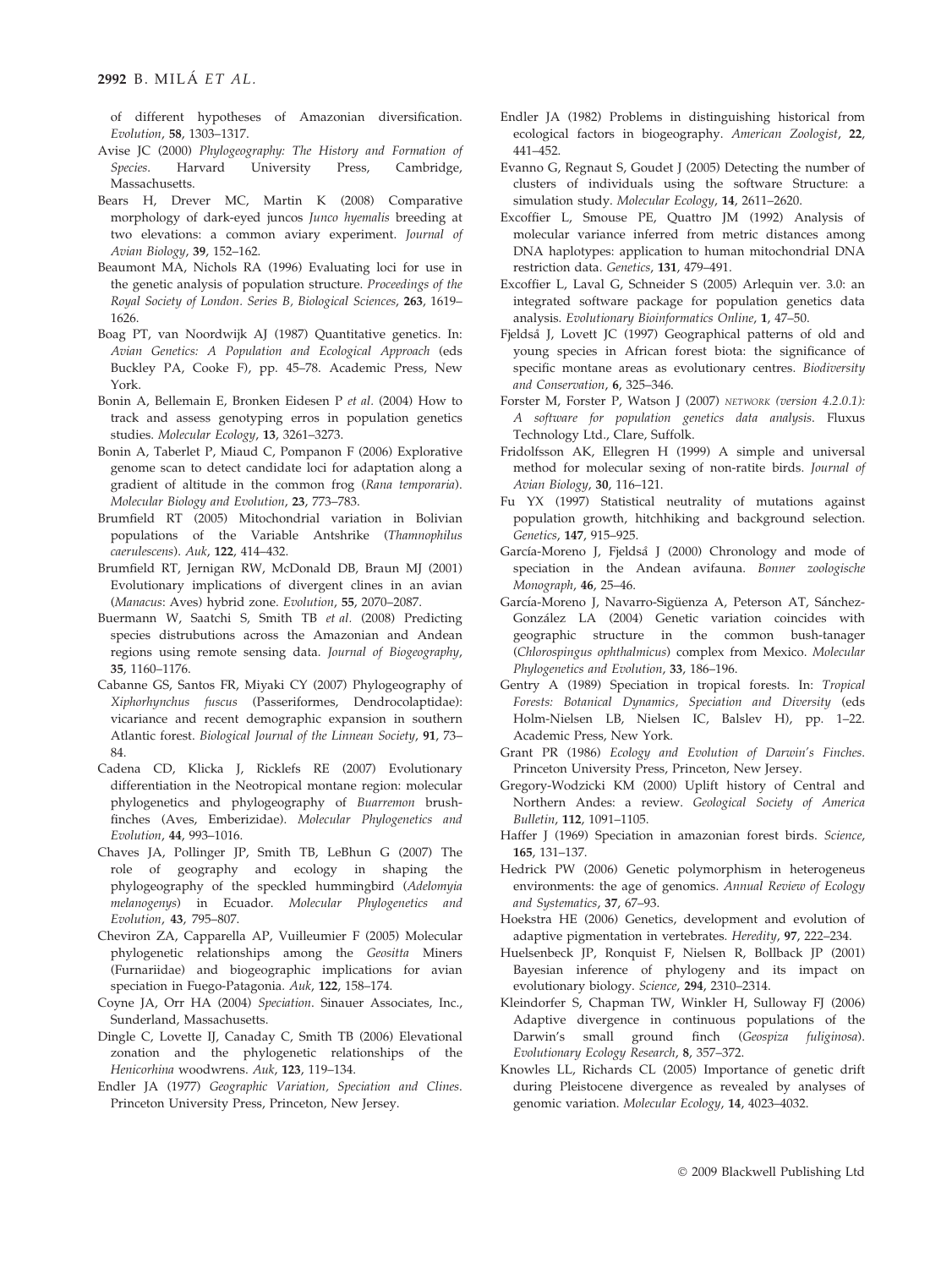of different hypotheses of Amazonian diversification. *Evolution*, **58**, 1303–1317.

Avise JC (2000) *Phylogeography: The History and Formation of Species.* Harvard University Press, Cambridge, Massachusetts.

Bears H, Drever MC, Martin K (2008) Comparative morphology of dark-eyed juncos *Junco hyemalis* breeding at two elevations: a common aviary experiment. *Journal of Avian Biology*, **39**, 152–162.

Beaumont MA, Nichols RA (1996) Evaluating loci for use in the genetic analysis of population structure. *Proceedings of the Royal Society of London. Series B, Biological Sciences*, **263**, 1619–1626.

Boag PT, van Noordwijk AJ (1987) Quantitative genetics. In: *Avian Genetics: A Population and Ecological Approach* (eds Buckley PA, Cooke F), pp. 45–78. Academic Press, New York.

Bonin A, Bellemain E, Bronken Eidesen P *et al.* (2004) How to track and assess genotyping erros in population genetics studies. *Molecular Ecology*, **13**, 3261–3273.

Bonin A, Taberlet P, Miaud C, Pompanon F (2006) Explorative genome scan to detect candidate loci for adaptation along a gradient of altitude in the common frog (*Rana temporaria*). *Molecular Biology and Evolution*, **23**, 773–783.

Brumfield RT (2005) Mitochondrial variation in Bolivian populations of the Variable Antshrike (*Thamnophilus caerulescens*). *Auk*, **122**, 414–432.

Brumfield RT, Jernigan RW, McDonald DB, Braun MJ (2001) Evolutionary implications of divergent clines in an avian (*Manacus*: Aves) hybrid zone. *Evolution*, **55**, 2070–2087.

Buermann W, Saatchi S, Smith TB *et al.* (2008) Predicting species distrubutions across the Amazonian and Andean regions using remote sensing data. *Journal of Biogeography*, **35**, 1160–1176.

Cabanne GS, Santos FR, Miyaki CY (2007) Phylogeography of *Xiphorhynchus fuscus* (Passeriformes, Dendrocolaptidae): vicariance and recent demographic expansion in southern Atlantic forest. *Biological Journal of the Linnean Society*, **91**, 73–84.

Cadena CD, Klicka J, Ricklefs RE (2007) Evolutionary differentiation in the Neotropical montane region: molecular phylogenetics and phylogeography of *Buarremon* brush-finches (Aves, Emberizidae). *Molecular Phylogenetics and Evolution*, **44**, 993–1016.

Chaves JA, Pollinger JP, Smith TB, LeBhun G (2007) The role of geography and ecology in shaping the phylogeography of the speckled hummingbird (*Adelomyia melanogenys*) in Ecuador. *Molecular Phylogenetics and Evolution*, **43**, 795–807.

Cheviron ZA, Capparella AP, Vuilleumier F (2005) Molecular phylogenetic relationships among the *Geositta* Miners (Furnariidae) and biogeographic implications for avian speciation in Fuego-Patagonia. *Auk*, **122**, 158–174.

Coyne JA, Orr HA (2004) *Speciation*. Sinauer Associates, Inc., Sunderland, Massachusetts.

Dingle C, Lovette IJ, Canaday C, Smith TB (2006) Elevational zonation and the phylogenetic relationships of the *Henicorhina* woodwrens. *Auk*, **123**, 119–134.

Endler JA (1977) *Geographic Variation, Speciation and Clines*. Princeton University Press, Princeton, New Jersey.

Endler JA (1982) Problems in distinguishing historical from ecological factors in biogeography. *American Zoologist*, **22**, 441–452.

Evanno G, Regnaut S, Goudet J (2005) Detecting the number of clusters of individuals using the software Structure: a simulation study. *Molecular Ecology*, **14**, 2611–2620.

Excoffier L, Smouse PE, Quattro JM (1992) Analysis of molecular variance inferred from metric distances among DNA haplotypes: application to human mitochondrial DNA restriction data. *Genetics*, **131**, 479–491.

Excoffier L, Laval G, Schneider S (2005) Arlequin ver. 3.0: an integrated software package for population genetics data analysis. *Evolutionary Bioinformatics Online*, **1**, 47–50.

Fjeldså J, Lovett JC (1997) Geographical patterns of old and young species in African forest biota: the significance of specific montane areas as evolutionary centres. *Biodiversity and Conservation*, **6**, 325–346.

Forster M, Forster P, Watson J (2007) *NETWORK (version 4.2.0.1): A software for population genetics data analysis*. Fluxus Technology Ltd., Clare, Suffolk.

Fridolfsson AK, Ellegren H (1999) A simple and universal method for molecular sexing of non-ratite birds. *Journal of Avian Biology*, **30**, 116–121.

Fu YX (1997) Statistical neutrality of mutations against population growth, hitchhiking and background selection. *Genetics*, **147**, 915–925.

García-Moreno J, Fjeldså J (2000) Chronology and mode of speciation in the Andean avifauna. *Bonner zoologische Monograph*, **46**, 25–46.

García-Moreno J, Navarro-Sigüenza A, Peterson AT, Sánchez-González LA (2004) Genetic variation coincides with geographic structure in the common bush-tanager (*Chlorospingus ophthalmicus*) complex from Mexico. *Molecular Phylogenetics and Evolution*, **33**, 186–196.

Gentry A (1989) Speciation in tropical forests. In: *Tropical Forests: Botanical Dynamics, Speciation and Diversity* (eds Holm-Nielsen LB, Nielsen IC, Balslev H), pp. 1–22. Academic Press, New York.

Grant PR (1986) *Ecology and Evolution of Darwin's Finches*. Princeton University Press, Princeton, New Jersey.

Gregory-Wodzicki KM (2000) Uplift history of Central and Northern Andes: a review. *Geological Society of America Bulletin*, **112**, 1091–1105.

Haffer J (1969) Speciation in amazonian forest birds. *Science*, **165**, 131–137.

Hedrick PW (2006) Genetic polymorphism in heterogeneus environments: the age of genomics. *Annual Review of Ecology and Systematics*, **37**, 67–93.

Hoekstra HE (2006) Genetics, development and evolution of adaptive pigmentation in vertebrates. *Heredity*, **97**, 222–234.

Huelsenbeck JP, Ronquist F, Nielsen R, Bollback JP (2001) Bayesian inference of phylogeny and its impact on evolutionary biology. *Science*, **294**, 2310–2314.

Kleindorfer S, Chapman TW, Winkler H, Sulloway FJ (2006) Adaptive divergence in continuous populations of the Darwin's small ground finch (*Geospiza fuliginosa*). *Evolutionary Ecology Research*, **8**, 357–372.

Knowles LL, Richards CL (2005) Importance of genetic drift during Pleistocene divergence as revealed by analyses of genomic variation. *Molecular Ecology*, **14**, 4023–4032.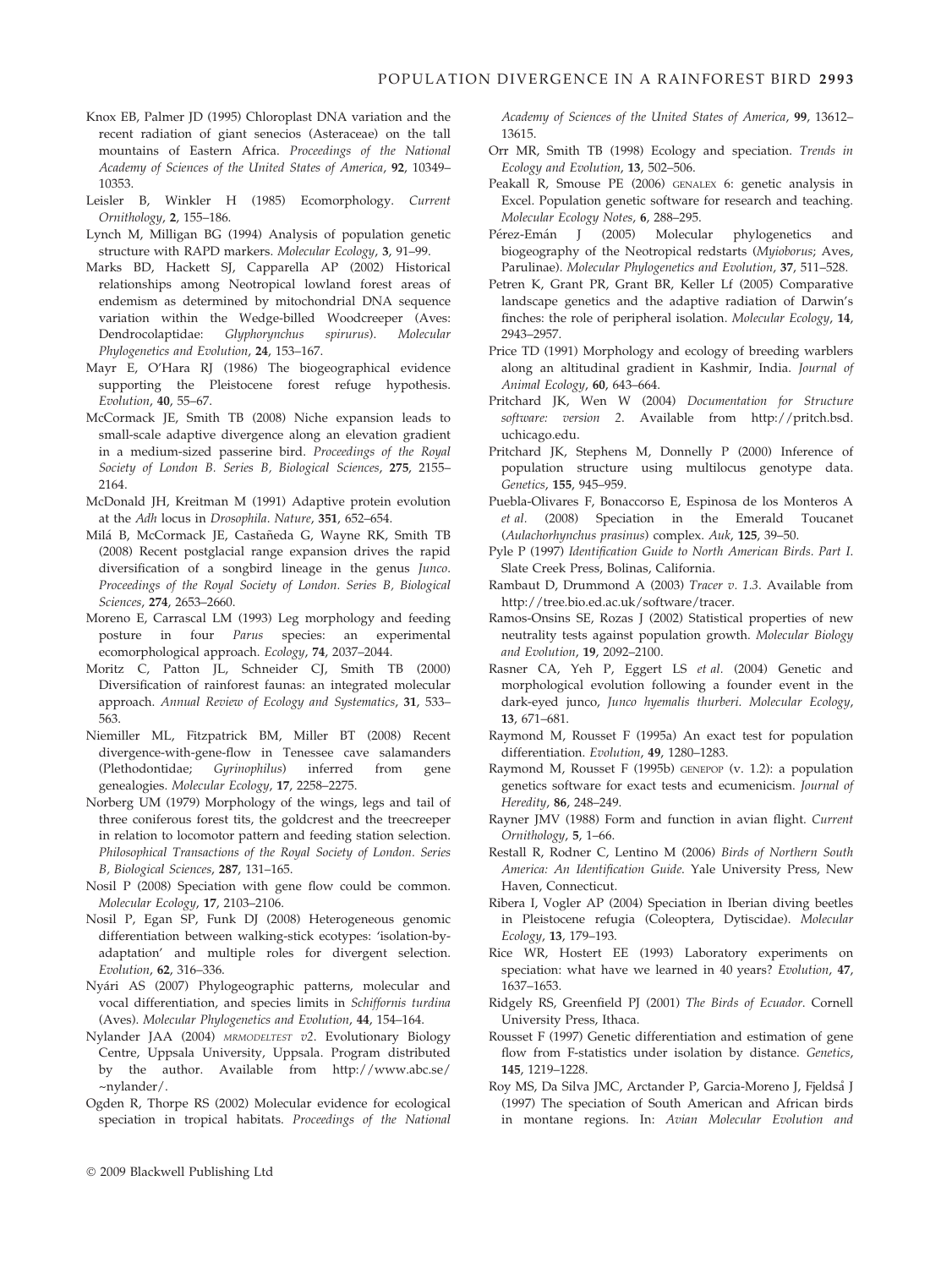Knox EB, Palmer JD (1995) Chloroplast DNA variation and the recent radiation of giant senecios (Asteraceae) on the tall mountains of Eastern Africa. *Proceedings of the National Academy of Sciences of the United States of America*, **92**, 10349–10353.

Leisler B, Winkler H (1985) Ecomorphology. *Current Ornithology*, **2**, 155–186.

Lynch M, Milligan BG (1994) Analysis of population genetic structure with RAPD markers. *Molecular Ecology*, **3**, 91–99.

Marks BD, Hackett SJ, Capparella AP (2002) Historical relationships among Neotropical lowland forest areas of endemism as determined by mitochondrial DNA sequence variation within the Wedge-billed Woodcreeper (Aves: Dendrocolaptidae: *Glyphorynchus spirurus*). *Molecular Phylogenetics and Evolution*, **24**, 153–167.

Mayr E, O'Hara RJ (1986) The biogeographical evidence supporting the Pleistocene forest refuge hypothesis. *Evolution*, **40**, 55–67.

McCormack JE, Smith TB (2008) Niche expansion leads to small-scale adaptive divergence along an elevation gradient in a medium-sized passerine bird. *Proceedings of the Royal Society of London B. Series B, Biological Sciences*, **275**, 2155–2164.

McDonald JH, Kreitman M (1991) Adaptive protein evolution at the *Adh* locus in *Drosophila*. *Nature*, **351**, 652–654.

Milá B, McCormack JE, Castañeda G, Wayne RK, Smith TB (2008) Recent postglacial range expansion drives the rapid diversification of a songbird lineage in the genus *Junco*. *Proceedings of the Royal Society of London. Series B, Biological Sciences*, **274**, 2653–2660.

Moreno E, Carrascal LM (1993) Leg morphology and feeding posture in four *Parus* species: an experimental ecomorphological approach. *Ecology*, **74**, 2037–2044.

Moritz C, Patton JL, Schneider CJ, Smith TB (2000) Diversification of rainforest faunas: an integrated molecular approach. *Annual Review of Ecology and Systematics*, **31**, 533–563.

Niemiller ML, Fitzpatrick BM, Miller BT (2008) Recent divergence-with-gene-flow in Tenessee cave salamanders (Plethodontidae; *Gyrinophilus*) inferred from gene genealogies. *Molecular Ecology*, **17**, 2258–2275.

Norberg UM (1979) Morphology of the wings, legs and tail of three coniferous forest tits, the goldcrest and the treecreeper in relation to locomotor pattern and feeding station selection. *Philosophical Transactions of the Royal Society of London. Series B, Biological Sciences*, **287**, 131–165.

Nosil P (2008) Speciation with gene flow could be common. *Molecular Ecology*, **17**, 2103–2106.

Nosil P, Egan SP, Funk DJ (2008) Heterogeneous genomic differentiation between walking-stick ecotypes: 'isolation-by-adaptation' and multiple roles for divergent selection. *Evolution*, **62**, 316–336.

Nyári AS (2007) Phylogeographic patterns, molecular and vocal differentiation, and species limits in *Schiffornis turdina* (Aves). *Molecular Phylogenetics and Evolution*, **44**, 154–164.

Nylander JAA (2004) *MRMODELTEST v2*. Evolutionary Biology Centre, Uppsala University, Uppsala. Program distributed by the author. Available from http://www.abc.se/~nylander/.

Ogden R, Thorpe RS (2002) Molecular evidence for ecological speciation in tropical habitats. *Proceedings of the National Academy of Sciences of the United States of America*, **99**, 13612–13615.

Orr MR, Smith TB (1998) Ecology and speciation. *Trends in Ecology and Evolution*, **13**, 502–506.

Peakall R, Smouse PE (2006) GENALEX 6: genetic analysis in Excel. Population genetic software for research and teaching. *Molecular Ecology Notes*, **6**, 288–295.

Pérez-Emán J (2005) Molecular phylogenetics and biogeography of the Neotropical redstarts (*Myioborus*; Aves, Parulinae). *Molecular Phylogenetics and Evolution*, **37**, 511–528.

Petren K, Grant PR, Grant BR, Keller Lf (2005) Comparative landscape genetics and the adaptive radiation of Darwin's finches: the role of peripheral isolation. *Molecular Ecology*, **14**, 2943–2957.

Price TD (1991) Morphology and ecology of breeding warblers along an altitudinal gradient in Kashmir, India. *Journal of Animal Ecology*, **60**, 643–664.

Pritchard JK, Wen W (2004) *Documentation for Structure software: version 2*. Available from http://pritch.bsd.uchicago.edu.

Pritchard JK, Stephens M, Donnelly P (2000) Inference of population structure using multilocus genotype data. *Genetics*, **155**, 945–959.

Puebla-Olivares F, Bonaccorso E, Espinosa de los Monteros A *et al*. (2008) Speciation in the Emerald Toucanet (*Aulachorhynchus prasinus*) complex. *Auk*, **125**, 39–50.

Pyle P (1997) *Identification Guide to North American Birds. Part I*. Slate Creek Press, Bolinas, California.

Rambaut D, Drummond A (2003) *Tracer v. 1.3*. Available from http://tree.bio.ed.ac.uk/software/tracer.

Ramos-Onsins SE, Rozas J (2002) Statistical properties of new neutrality tests against population growth. *Molecular Biology and Evolution*, **19**, 2092–2100.

Rasner CA, Yeh P, Eggert LS *et al*. (2004) Genetic and morphological evolution following a founder event in the dark-eyed junco, *Junco hyemalis thurberi*. *Molecular Ecology*, **13**, 671–681.

Raymond M, Rousset F (1995a) An exact test for population differentiation. *Evolution*, **49**, 1280–1283.

Raymond M, Rousset F (1995b) GENEPOP (v. 1.2): a population genetics software for exact tests and ecumenicism. *Journal of Heredity*, **86**, 248–249.

Rayner JMV (1988) Form and function in avian flight. *Current Ornithology*, **5**, 1–66.

Restall R, Rodner C, Lentino M (2006) *Birds of Northern South America: An Identification Guide*. Yale University Press, New Haven, Connecticut.

Ribera I, Vogler AP (2004) Speciation in Iberian diving beetles in Pleistocene refugia (Coleoptera, Dytiscidae). *Molecular Ecology*, **13**, 179–193.

Rice WR, Hostert EE (1993) Laboratory experiments on speciation: what have we learned in 40 years? *Evolution*, **47**, 1637–1653.

Ridgely RS, Greenfield PJ (2001) *The Birds of Ecuador*. Cornell University Press, Ithaca.

Rousset F (1997) Genetic differentiation and estimation of gene flow from F-statistics under isolation by distance. *Genetics*, **145**, 1219–1228.

Roy MS, Da Silva JMC, Arctander P, Garcia-Moreno J, Fjeldså J (1997) The speciation of South American and African birds in montane regions. In: *Avian Molecular Evolution and*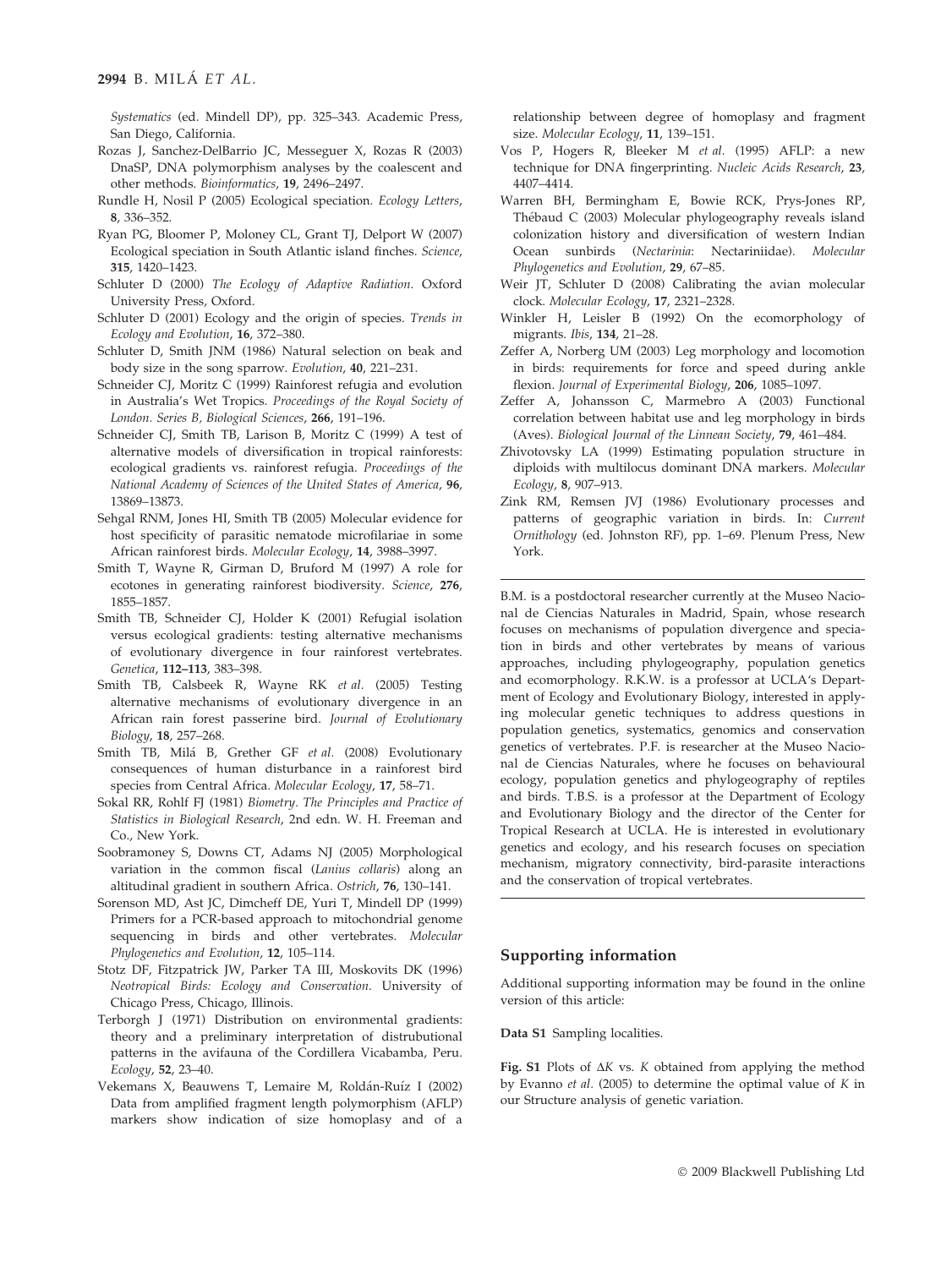Systematics (ed. Mindell DP), pp. 325–343. Academic Press, San Diego, California.

Rozas J, Sanchez-DelBarrio JC, Messeguer X, Rozas R (2003) DnaSP, DNA polymorphism analyses by the coalescent and other methods. *Bioinformatics*, **19**, 2496–2497.

Rundle H, Nosil P (2005) Ecological speciation. *Ecology Letters*, **8**, 336–352.

Ryan PG, Bloomer P, Moloney CL, Grant TJ, Delport W (2007) Ecological speciation in South Atlantic island finches. *Science*, **315**, 1420–1423.

Schluter D (2000) *The Ecology of Adaptive Radiation*. Oxford University Press, Oxford.

Schluter D (2001) Ecology and the origin of species. *Trends in Ecology and Evolution*, **16**, 372–380.

Schluter D, Smith JNM (1986) Natural selection on beak and body size in the song sparrow. *Evolution*, **40**, 221–231.

Schneider CJ, Moritz C (1999) Rainforest refugia and evolution in Australia's Wet Tropics. *Proceedings of the Royal Society of London. Series B, Biological Sciences*, **266**, 191–196.

Schneider CJ, Smith TB, Larison B, Moritz C (1999) A test of alternative models of diversification in tropical rainforests: ecological gradients vs. rainforest refugia. *Proceedings of the National Academy of Sciences of the United States of America*, **96**, 13869–13873.

Sehgal RNM, Jones HI, Smith TB (2005) Molecular evidence for host specificity of parasitic nematode microfilariae in some African rainforest birds. *Molecular Ecology*, **14**, 3988–3997.

Smith T, Wayne R, Girman D, Bruford M (1997) A role for ecotones in generating rainforest biodiversity. *Science*, **276**, 1855–1857.

Smith TB, Schneider CJ, Holder K (2001) Refugial isolation versus ecological gradients: testing alternative mechanisms of evolutionary divergence in four rainforest vertebrates. *Genetica*, **112–113**, 383–398.

Smith TB, Calsbeek R, Wayne RK *et al.* (2005) Testing alternative mechanisms of evolutionary divergence in an African rain forest passerine bird. *Journal of Evolutionary Biology*, **18**, 257–268.

Smith TB, Milá B, Grether GF *et al.* (2008) Evolutionary consequences of human disturbance in a rainforest bird species from Central Africa. *Molecular Ecology*, **17**, 58–71.

Sokal RR, Rohlf FJ (1981) *Biometry. The Principles and Practice of Statistics in Biological Research*, 2nd edn. W. H. Freeman and Co., New York.

Soobramoney S, Downs CT, Adams NJ (2005) Morphological variation in the common fiscal (*Lanius collaris*) along an altitudinal gradient in southern Africa. *Ostrich*, **76**, 130–141.

Sorenson MD, Ast JC, Dimcheff DE, Yuri T, Mindell DP (1999) Primers for a PCR-based approach to mitochondrial genome sequencing in birds and other vertebrates. *Molecular Phylogenetics and Evolution*, **12**, 105–114.

Stotz DF, Fitzpatrick JW, Parker TA III, Moskovits DK (1996) *Neotropical Birds: Ecology and Conservation*. University of Chicago Press, Chicago, Illinois.

Terborgh J (1971) Distribution on environmental gradients: theory and a preliminary interpretation of distrubutional patterns in the avifauna of the Cordillera Vicabamba, Peru. *Ecology*, **52**, 23–40.

Vekemans X, Beauwens T, Lemaire M, Roldán-Ruíz I (2002) Data from amplified fragment length polymorphism (AFLP) markers show indication of size homoplasy and of a relationship between degree of homoplasy and fragment size. *Molecular Ecology*, **11**, 139–151.

Vos P, Hogers R, Bleeker M *et al.* (1995) AFLP: a new technique for DNA fingerprinting. *Nucleic Acids Research*, **23**, 4407–4414.

Warren BH, Bermingham E, Bowie RCK, Prys-Jones RP, Thébaud C (2003) Molecular phylogeography reveals island colonization history and diversification of western Indian Ocean sunbirds (*Nectarinia*: Nectariniidae). *Molecular Phylogenetics and Evolution*, **29**, 67–85.

Weir JT, Schluter D (2008) Calibrating the avian molecular clock. *Molecular Ecology*, **17**, 2321–2328.

Winkler H, Leisler B (1992) On the ecomorphology of migrants. *Ibis*, **134**, 21–28.

Zeffer A, Norberg UM (2003) Leg morphology and locomotion in birds: requirements for force and speed during ankle flexion. *Journal of Experimental Biology*, **206**, 1085–1097.

Zeffer A, Johansson C, Marmebro A (2003) Functional correlation between habitat use and leg morphology in birds (Aves). *Biological Journal of the Linnean Society*, **79**, 461–484.

Zhivotovsky LA (1999) Estimating population structure in diploids with multilocus dominant DNA markers. *Molecular Ecology*, **8**, 907–913.

Zink RM, Remsen JVJ (1986) Evolutionary processes and patterns of geographic variation in birds. In: *Current Ornithology* (ed. Johnston RF), pp. 1–69. Plenum Press, New York.

---

B.M. is a postdoctoral researcher currently at the Museo Nacional de Ciencias Naturales in Madrid, Spain, whose research focuses on mechanisms of population divergence and speciation in birds and other vertebrates by means of various approaches, including phylogeography, population genetics and ecomorphology. R.K.W. is a professor at UCLA's Department of Ecology and Evolutionary Biology, interested in applying molecular genetic techniques to address questions in population genetics, systematics, genomics and conservation genetics of vertebrates. P.F. is researcher at the Museo Nacional de Ciencias Naturales, where he focuses on behavioural ecology, population genetics and phylogeography of reptiles and birds. T.B.S. is a professor at the Department of Ecology and Evolutionary Biology and the director of the Center for Tropical Research at UCLA. He is interested in evolutionary genetics and ecology, and his research focuses on speciation mechanism, migratory connectivity, bird-parasite interactions and the conservation of tropical vertebrates.

---

## Supporting information

Additional supporting information may be found in the online version of this article:

**Data S1** Sampling localities.

**Fig. S1** Plots of $\Delta K$ vs. $K$ obtained from applying the method by Evanno *et al.* (2005) to determine the optimal value of $K$ in our Structure analysis of genetic variation.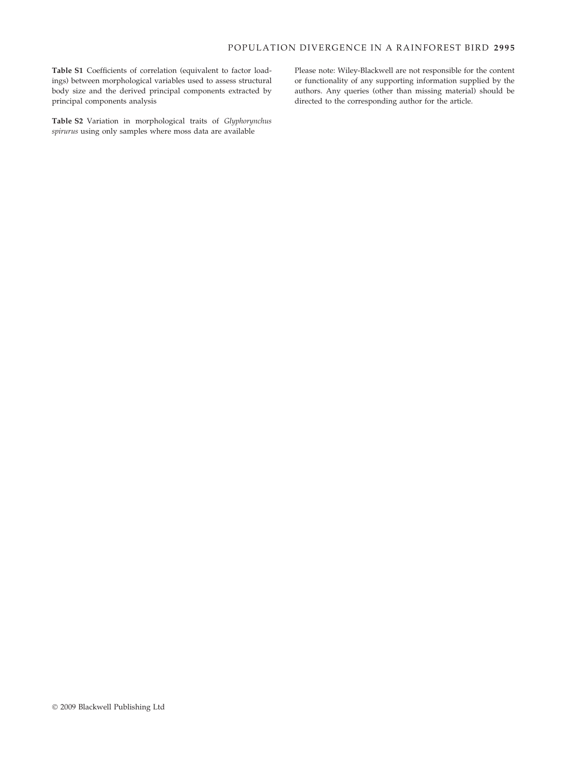**Table S1** Coefficients of correlation (equivalent to factor loadings) between morphological variables used to assess structural body size and the derived principal components extracted by principal components analysis

**Table S2** Variation in morphological traits of *Glyphorynchus spirurus* using only samples where moss data are available

Please note: Wiley-Blackwell are not responsible for the content or functionality of any supporting information supplied by the authors. Any queries (other than missing material) should be directed to the corresponding author for the article.